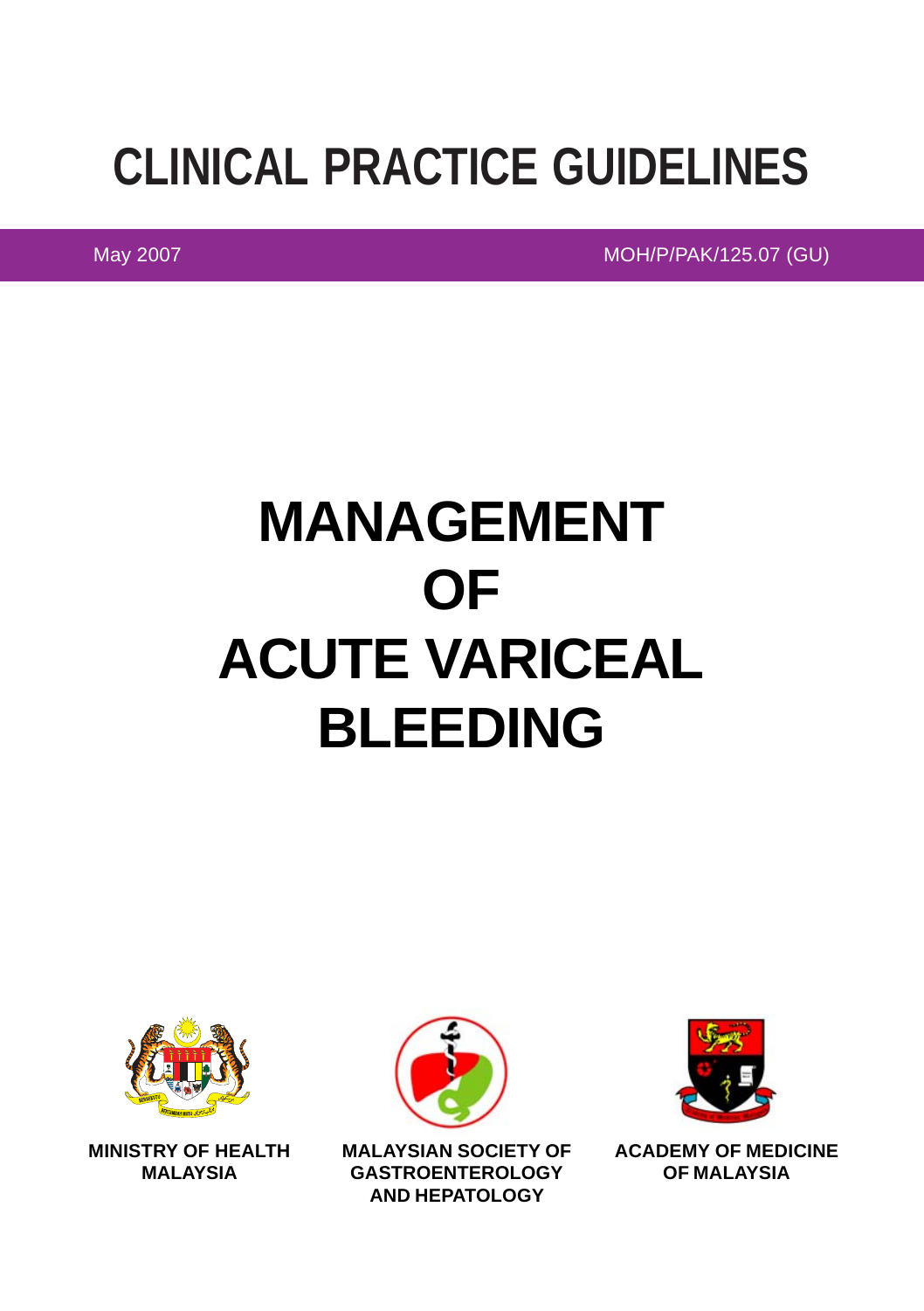# CLINICAL PRACTICE GUIDELINES

May 2007 MOH/P/PAK/125.07 (GU)

# MANAGEMENT OF ACUTE VARICEAL BLEEDING

**MINISTRY OF HEALTH MALAYSIA**

**MALAYSIAN SOCIETY OF GASTROENTEROLOGY AND HEPATOLOGY**

**ACADEMY OF MEDICINE OF MALAYSIA**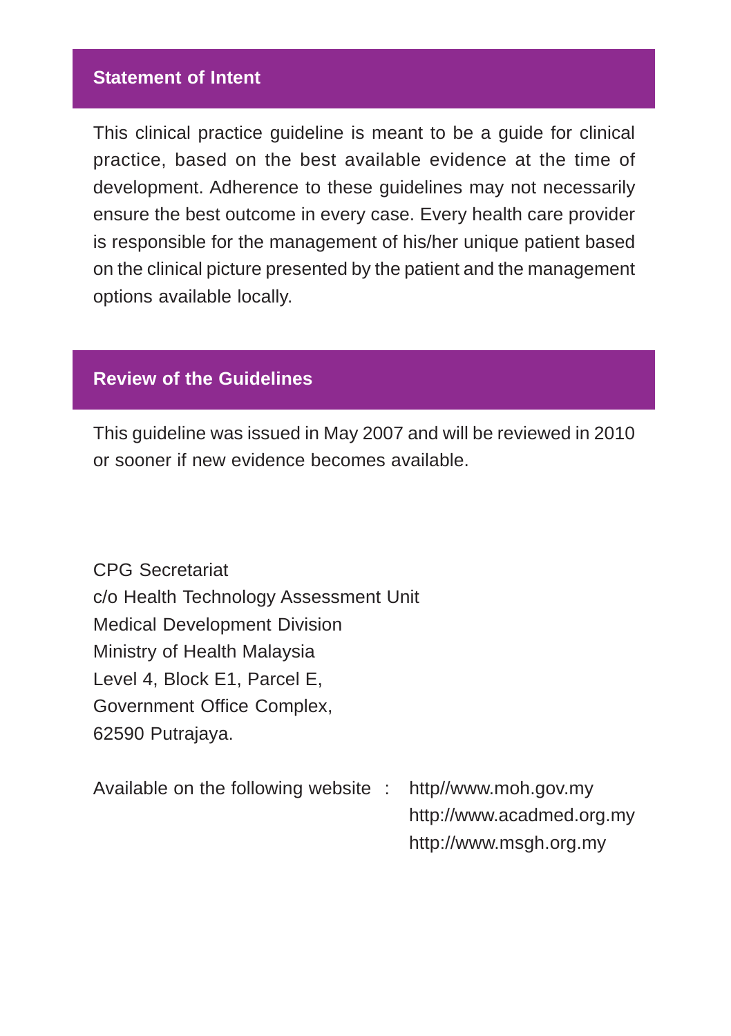## Statement of Intent

This clinical practice guideline is meant to be a guide for clinical practice, based on the best available evidence at the time of development. Adherence to these guidelines may not necessarily ensure the best outcome in every case. Every health care provider is responsible for the management of his/her unique patient based on the clinical picture presented by the patient and the management options available locally.

## Review of the Guidelines

This guideline was issued in May 2007 and will be reviewed in 2010 or sooner if new evidence becomes available.

CPG Secretariat  
c/o Health Technology Assessment Unit  
Medical Development Division  
Ministry of Health Malaysia  
Level 4, Block E1, Parcel E,  
Government Office Complex,  
62590 Putrajaya.

Available on the following website : http//www.moh.gov.my  
http://www.acadmed.org.my  
http://www.msgh.org.my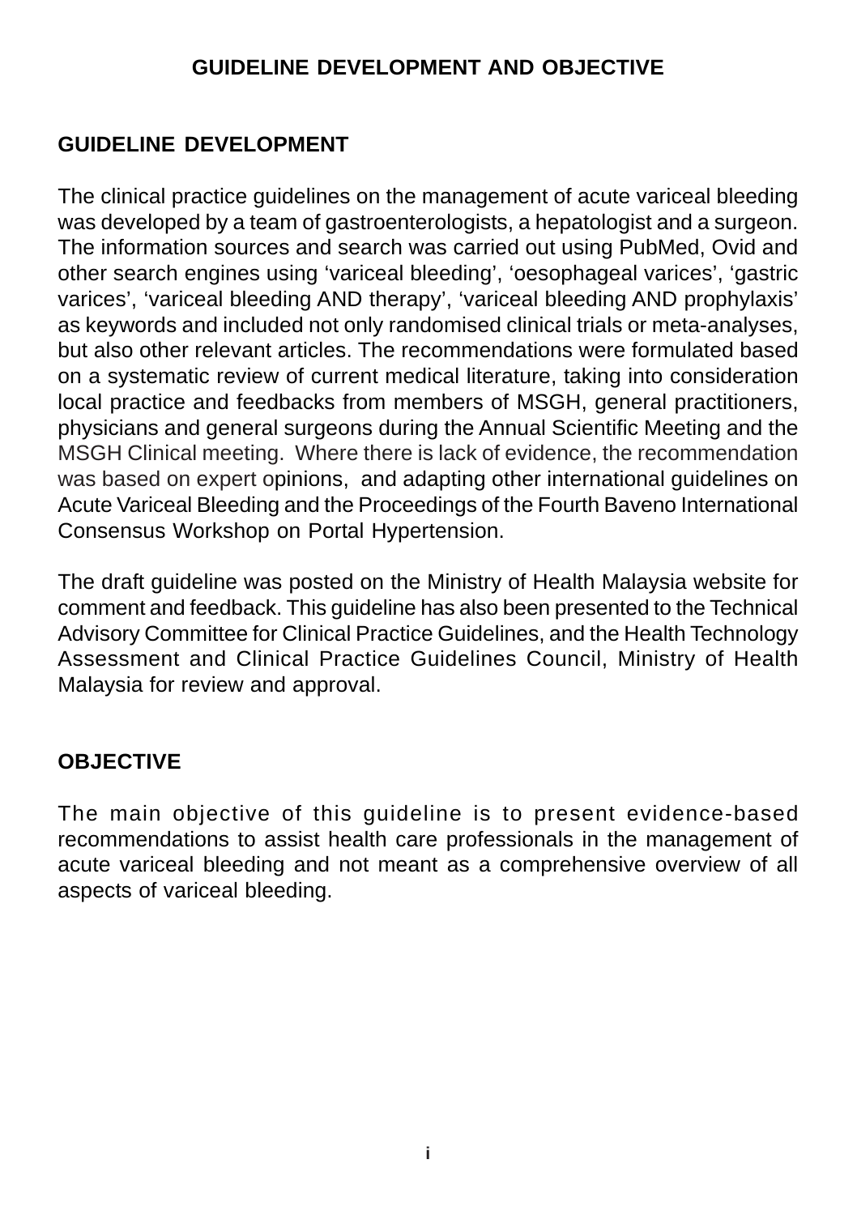# GUIDELINE DEVELOPMENT AND OBJECTIVE

## GUIDELINE DEVELOPMENT

The clinical practice guidelines on the management of acute variceal bleeding was developed by a team of gastroenterologists, a hepatologist and a surgeon. The information sources and search was carried out using PubMed, Ovid and other search engines using 'variceal bleeding', 'oesophageal varices', 'gastric varices', 'variceal bleeding AND therapy', 'variceal bleeding AND prophylaxis' as keywords and included not only randomised clinical trials or meta-analyses, but also other relevant articles. The recommendations were formulated based on a systematic review of current medical literature, taking into consideration local practice and feedbacks from members of MSGH, general practitioners, physicians and general surgeons during the Annual Scientific Meeting and the MSGH Clinical meeting. Where there is lack of evidence, the recommendation was based on expert opinions, and adapting other international guidelines on Acute Variceal Bleeding and the Proceedings of the Fourth Baveno International Consensus Workshop on Portal Hypertension.

The draft guideline was posted on the Ministry of Health Malaysia website for comment and feedback. This guideline has also been presented to the Technical Advisory Committee for Clinical Practice Guidelines, and the Health Technology Assessment and Clinical Practice Guidelines Council, Ministry of Health Malaysia for review and approval.

## OBJECTIVE

The main objective of this guideline is to present evidence-based recommendations to assist health care professionals in the management of acute variceal bleeding and not meant as a comprehensive overview of all aspects of variceal bleeding.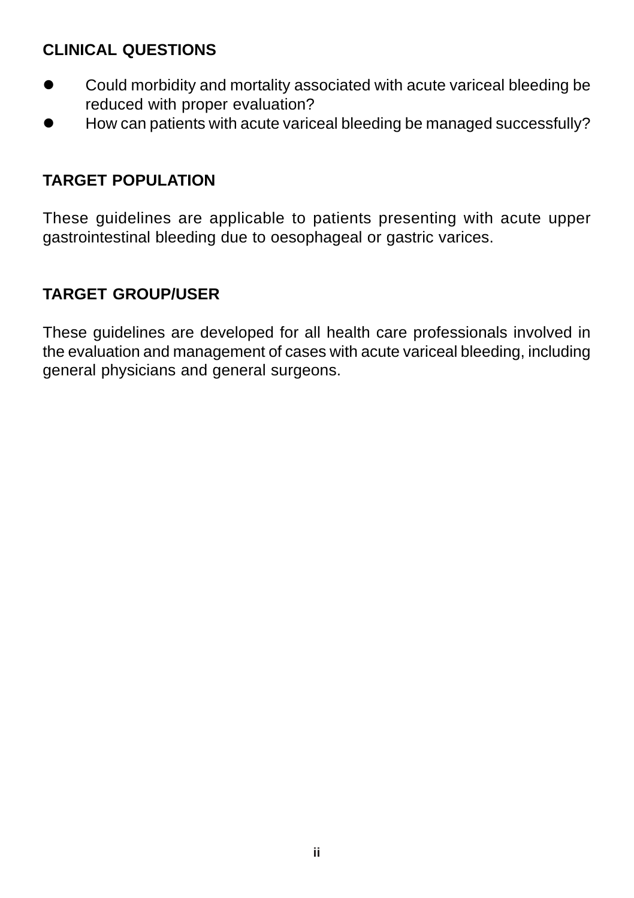## CLINICAL QUESTIONS

- Could morbidity and mortality associated with acute variceal bleeding be reduced with proper evaluation?
- How can patients with acute variceal bleeding be managed successfully?

## TARGET POPULATION

These guidelines are applicable to patients presenting with acute upper gastrointestinal bleeding due to oesophageal or gastric varices.

## TARGET GROUP/USER

These guidelines are developed for all health care professionals involved in the evaluation and management of cases with acute variceal bleeding, including general physicians and general surgeons.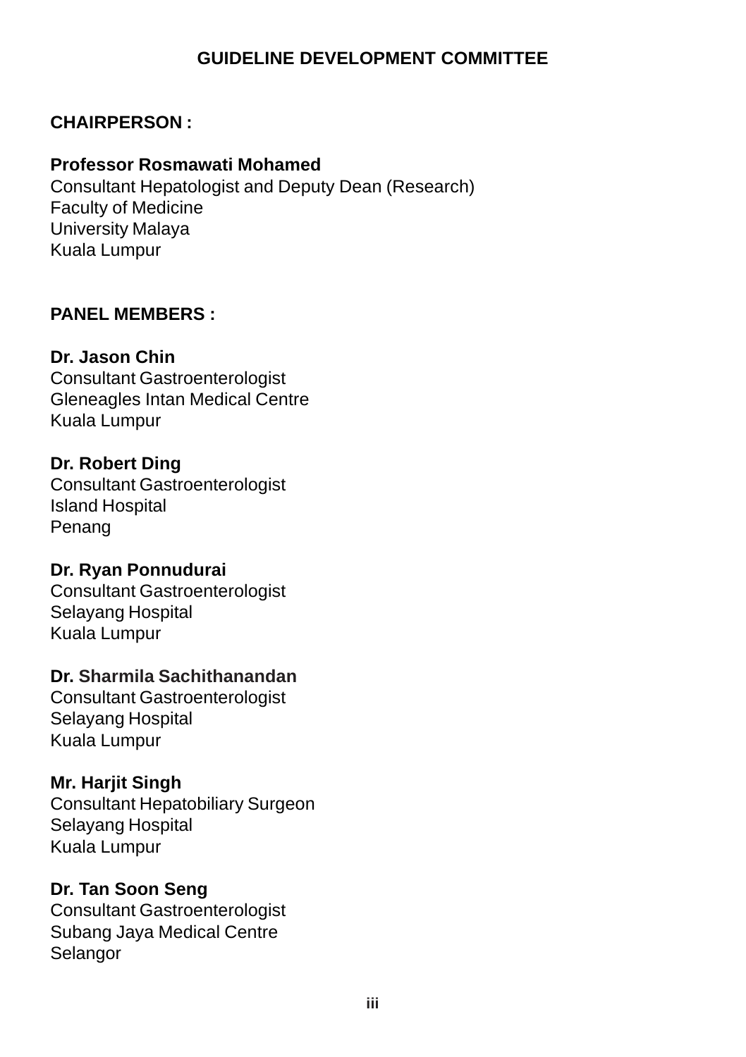# GUIDELINE DEVELOPMENT COMMITTEE

**CHAIRPERSON :**

**Professor Rosmawati Mohamed**
Consultant Hepatologist and Deputy Dean (Research)
Faculty of Medicine
University Malaya
Kuala Lumpur

**PANEL MEMBERS :**

**Dr. Jason Chin**
Consultant Gastroenterologist
Gleneagles Intan Medical Centre
Kuala Lumpur

**Dr. Robert Ding**
Consultant Gastroenterologist
Island Hospital
Penang

**Dr. Ryan Ponnudurai**
Consultant Gastroenterologist
Selayang Hospital
Kuala Lumpur

**Dr. Sharmila Sachithanandan**
Consultant Gastroenterologist
Selayang Hospital
Kuala Lumpur

**Mr. Harjit Singh**
Consultant Hepatobiliary Surgeon
Selayang Hospital
Kuala Lumpur

**Dr. Tan Soon Seng**
Consultant Gastroenterologist
Subang Jaya Medical Centre
Selangor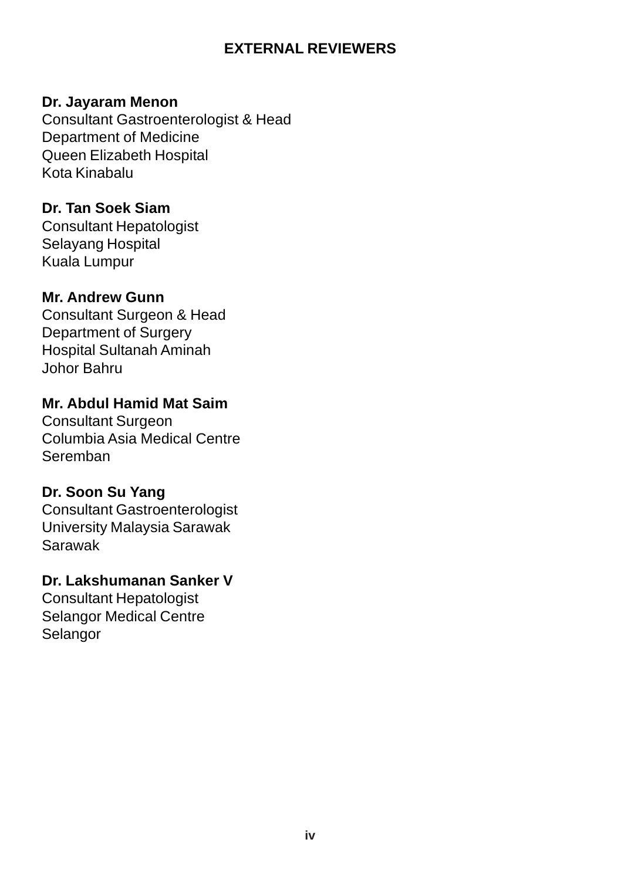# EXTERNAL REVIEWERS

**Dr. Jayaram Menon**
Consultant Gastroenterologist & Head
Department of Medicine
Queen Elizabeth Hospital
Kota Kinabalu

**Dr. Tan Soek Siam**
Consultant Hepatologist
Selayang Hospital
Kuala Lumpur

**Mr. Andrew Gunn**
Consultant Surgeon & Head
Department of Surgery
Hospital Sultanah Aminah
Johor Bahru

**Mr. Abdul Hamid Mat Saim**
Consultant Surgeon
Columbia Asia Medical Centre
Seremban

**Dr. Soon Su Yang**
Consultant Gastroenterologist
University Malaysia Sarawak
Sarawak

**Dr. Lakshumanan Sanker V**
Consultant Hepatologist
Selangor Medical Centre
Selangor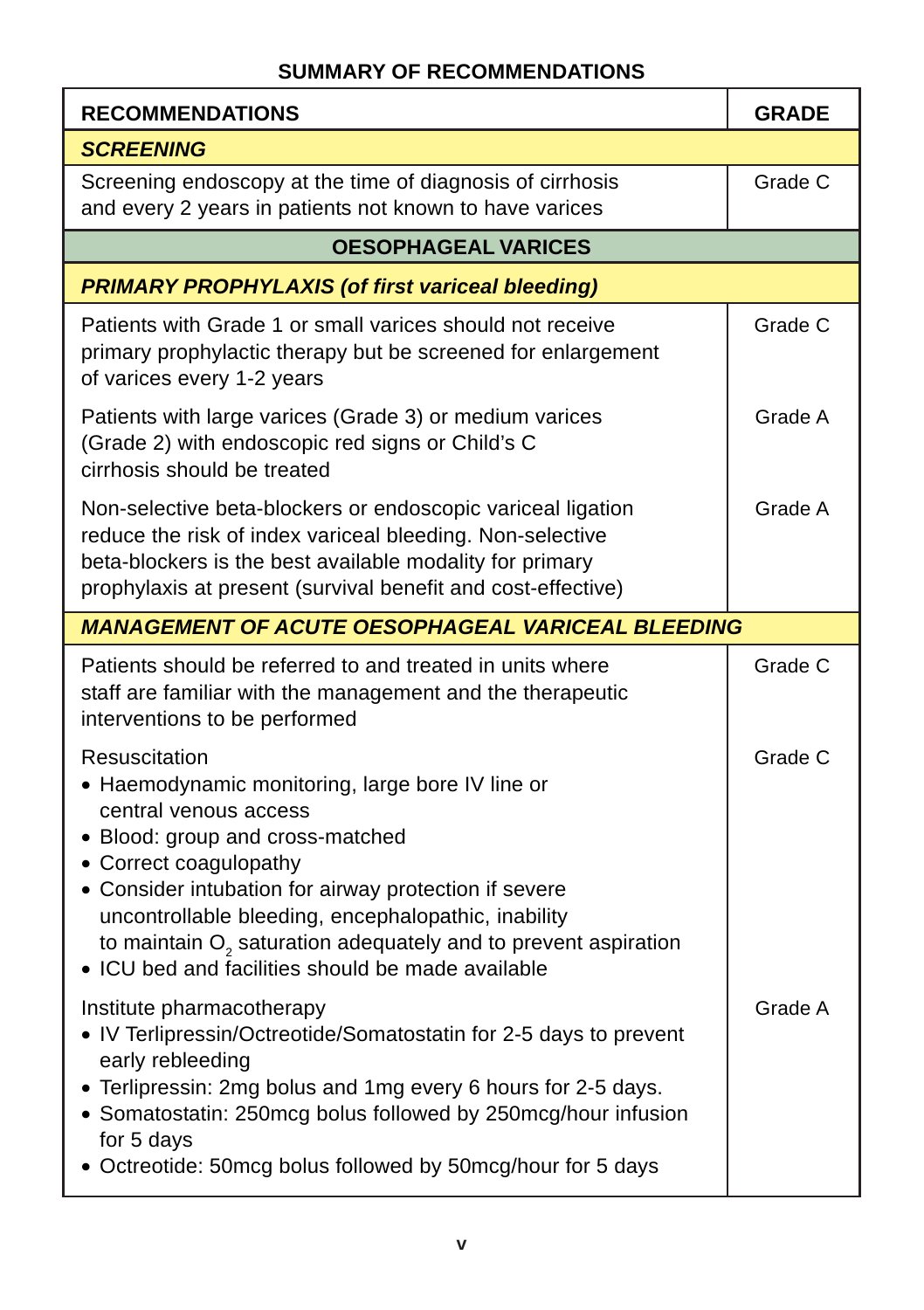## SUMMARY OF RECOMMENDATIONS

| RECOMMENDATIONS | GRADE |
|---|---|
| ***SCREENING*** | |
| Screening endoscopy at the time of diagnosis of cirrhosis and every 2 years in patients not known to have varices | Grade C |
| **OESOPHAGEAL VARICES** | |
| ***PRIMARY PROPHYLAXIS (of first variceal bleeding)*** | |
| Patients with Grade 1 or small varices should not receive primary prophylactic therapy but be screened for enlargement of varices every 1-2 years | Grade C |
| Patients with large varices (Grade 3) or medium varices (Grade 2) with endoscopic red signs or Child's C cirrhosis should be treated | Grade A |
| Non-selective beta-blockers or endoscopic variceal ligation reduce the risk of index variceal bleeding. Non-selective beta-blockers is the best available modality for primary prophylaxis at present (survival benefit and cost-effective) | Grade A |
| ***MANAGEMENT OF ACUTE OESOPHAGEAL VARICEAL BLEEDING*** | |
| Patients should be referred to and treated in units where staff are familiar with the management and the therapeutic interventions to be performed | Grade C |
| Resuscitation<br>• Haemodynamic monitoring, large bore IV line or central venous access<br>• Blood: group and cross-matched<br>• Correct coagulopathy<br>• Consider intubation for airway protection if severe uncontrollable bleeding, encephalopathic, inability to maintain $O_2$ saturation adequately and to prevent aspiration<br>• ICU bed and facilities should be made available | Grade C |
| Institute pharmacotherapy<br>• IV Terlipressin/Octreotide/Somatostatin for 2-5 days to prevent early rebleeding<br>• Terlipressin: 2mg bolus and 1mg every 6 hours for 2-5 days.<br>• Somatostatin: 250mcg bolus followed by 250mcg/hour infusion for 5 days<br>• Octreotide: 50mcg bolus followed by 50mcg/hour for 5 days | Grade A |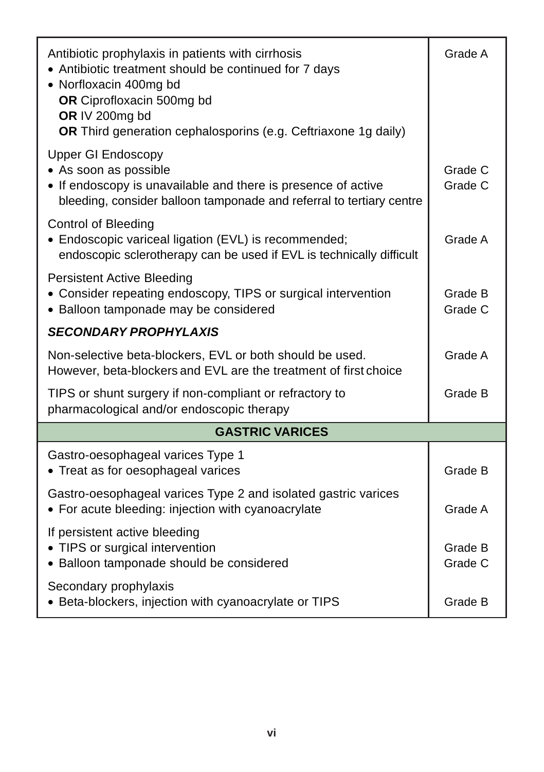| | |
|---|---|
| Antibiotic prophylaxis in patients with cirrhosis<br>• Antibiotic treatment should be continued for 7 days<br>• Norfloxacin 400mg bd<br>**OR** Ciprofloxacin 500mg bd<br>**OR** IV 200mg bd<br>**OR** Third generation cephalosporins (e.g. Ceftriaxone 1g daily) | Grade A |
| Upper GI Endoscopy<br>• As soon as possible<br>• If endoscopy is unavailable and there is presence of active bleeding, consider balloon tamponade and referral to tertiary centre | <br>Grade C<br>Grade C |
| Control of Bleeding<br>• Endoscopic variceal ligation (EVL) is recommended; endoscopic sclerotherapy can be used if EVL is technically difficult | <br>Grade A |
| Persistent Active Bleeding<br>• Consider repeating endoscopy, TIPS or surgical intervention<br>• Balloon tamponade may be considered | <br>Grade B<br>Grade C |
| ***SECONDARY PROPHYLAXIS*** | |
| Non-selective beta-blockers, EVL or both should be used. However, beta-blockers and EVL are the treatment of first choice | Grade A |
| TIPS or shunt surgery if non-compliant or refractory to pharmacological and/or endoscopic therapy | Grade B |
| **GASTRIC VARICES** | |
| Gastro-oesophageal varices Type 1<br>• Treat as for oesophageal varices | <br>Grade B |
| Gastro-oesophageal varices Type 2 and isolated gastric varices<br>• For acute bleeding: injection with cyanoacrylate | <br>Grade A |
| If persistent active bleeding<br>• TIPS or surgical intervention<br>• Balloon tamponade should be considered | <br>Grade B<br>Grade C |
| Secondary prophylaxis<br>• Beta-blockers, injection with cyanoacrylate or TIPS | <br>Grade B |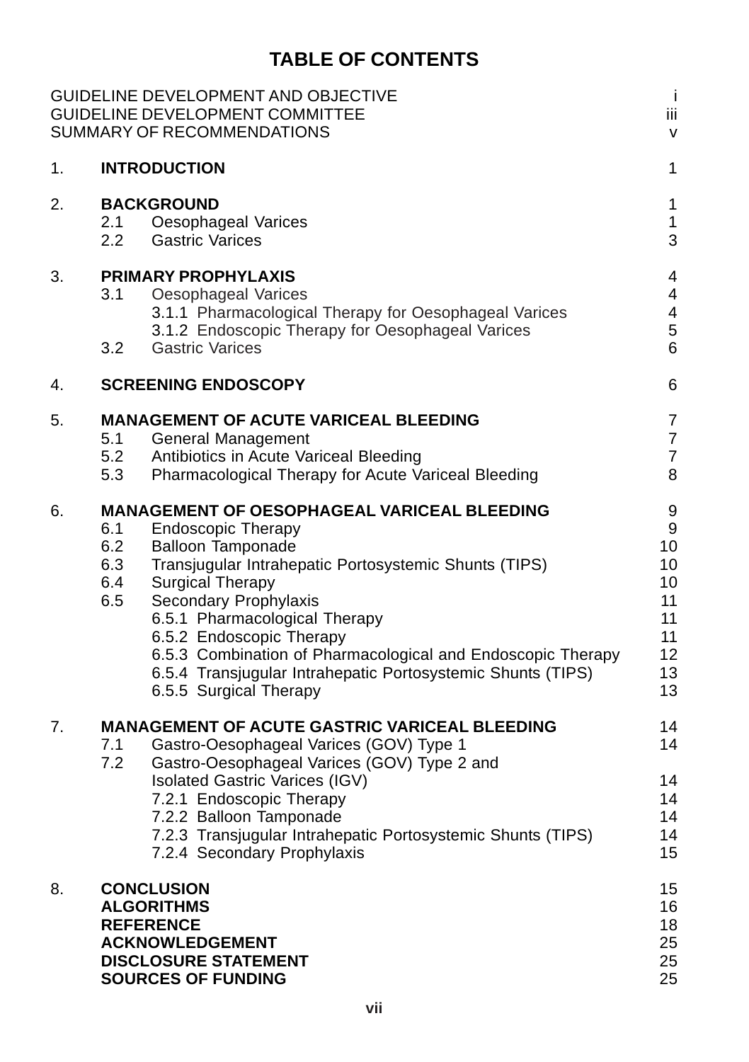# TABLE OF CONTENTS

| | | |
|---|---|---|
| GUIDELINE DEVELOPMENT AND OBJECTIVE | | i |
| GUIDELINE DEVELOPMENT COMMITTEE | | iii |
| SUMMARY OF RECOMMENDATIONS | | v |
| 1. | **INTRODUCTION** | 1 |
| 2. | **BACKGROUND** | 1 |
| | 2.1 Oesophageal Varices | 1 |
| | 2.2 Gastric Varices | 3 |
| 3. | **PRIMARY PROPHYLAXIS** | 4 |
| | 3.1 Oesophageal Varices | 4 |
| | 3.1.1 Pharmacological Therapy for Oesophageal Varices | 4 |
| | 3.1.2 Endoscopic Therapy for Oesophageal Varices | 5 |
| | 3.2 Gastric Varices | 6 |
| 4. | **SCREENING ENDOSCOPY** | 6 |
| 5. | **MANAGEMENT OF ACUTE VARICEAL BLEEDING** | 7 |
| | 5.1 General Management | 7 |
| | 5.2 Antibiotics in Acute Variceal Bleeding | 7 |
| | 5.3 Pharmacological Therapy for Acute Variceal Bleeding | 8 |
| 6. | **MANAGEMENT OF OESOPHAGEAL VARICEAL BLEEDING** | 9 |
| | 6.1 Endoscopic Therapy | 9 |
| | 6.2 Balloon Tamponade | 10 |
| | 6.3 Transjugular Intrahepatic Portosystemic Shunts (TIPS) | 10 |
| | 6.4 Surgical Therapy | 10 |
| | 6.5 Secondary Prophylaxis | 11 |
| | 6.5.1 Pharmacological Therapy | 11 |
| | 6.5.2 Endoscopic Therapy | 11 |
| | 6.5.3 Combination of Pharmacological and Endoscopic Therapy | 12 |
| | 6.5.4 Transjugular Intrahepatic Portosystemic Shunts (TIPS) | 13 |
| | 6.5.5 Surgical Therapy | 13 |
| 7. | **MANAGEMENT OF ACUTE GASTRIC VARICEAL BLEEDING** | 14 |
| | 7.1 Gastro-Oesophageal Varices (GOV) Type 1 | 14 |
| | 7.2 Gastro-Oesophageal Varices (GOV) Type 2 and Isolated Gastric Varices (IGV) | 14 |
| | 7.2.1 Endoscopic Therapy | 14 |
| | 7.2.2 Balloon Tamponade | 14 |
| | 7.2.3 Transjugular Intrahepatic Portosystemic Shunts (TIPS) | 14 |
| | 7.2.4 Secondary Prophylaxis | 15 |
| 8. | **CONCLUSION** | 15 |
| | **ALGORITHMS** | 16 |
| | **REFERENCE** | 18 |
| | **ACKNOWLEDGEMENT** | 25 |
| | **DISCLOSURE STATEMENT** | 25 |
| | **SOURCES OF FUNDING** | 25 |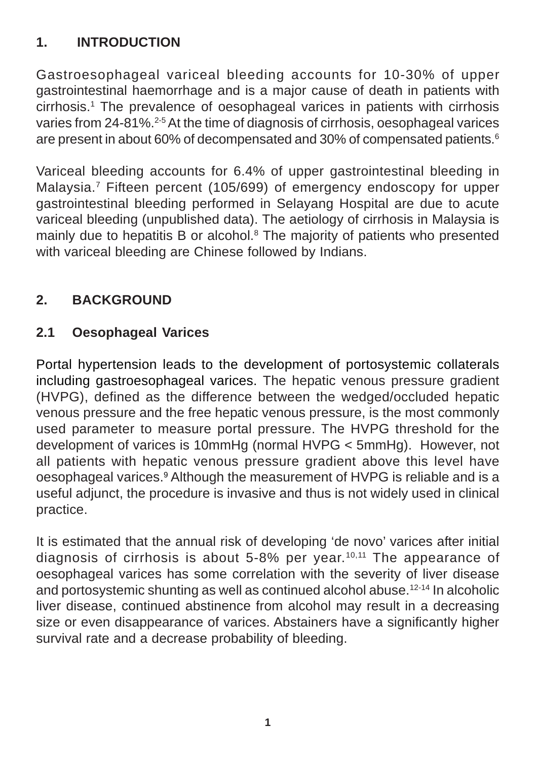## 1. INTRODUCTION

Gastroesophageal variceal bleeding accounts for 10-30% of upper gastrointestinal haemorrhage and is a major cause of death in patients with cirrhosis.[1] The prevalence of oesophageal varices in patients with cirrhosis varies from 24-81%.[2-5] At the time of diagnosis of cirrhosis, oesophageal varices are present in about 60% of decompensated and 30% of compensated patients.[6]

Variceal bleeding accounts for 6.4% of upper gastrointestinal bleeding in Malaysia.[7] Fifteen percent (105/699) of emergency endoscopy for upper gastrointestinal bleeding performed in Selayang Hospital are due to acute variceal bleeding (unpublished data). The aetiology of cirrhosis in Malaysia is mainly due to hepatitis B or alcohol.[8] The majority of patients who presented with variceal bleeding are Chinese followed by Indians.

## 2. BACKGROUND

### 2.1 Oesophageal Varices

Portal hypertension leads to the development of portosystemic collaterals including gastroesophageal varices. The hepatic venous pressure gradient (HVPG), defined as the difference between the wedged/occluded hepatic venous pressure and the free hepatic venous pressure, is the most commonly used parameter to measure portal pressure. The HVPG threshold for the development of varices is 10mmHg (normal HVPG < 5mmHg). However, not all patients with hepatic venous pressure gradient above this level have oesophageal varices.[9] Although the measurement of HVPG is reliable and is a useful adjunct, the procedure is invasive and thus is not widely used in clinical practice.

It is estimated that the annual risk of developing 'de novo' varices after initial diagnosis of cirrhosis is about 5-8% per year.[10,11] The appearance of oesophageal varices has some correlation with the severity of liver disease and portosystemic shunting as well as continued alcohol abuse.[12-14] In alcoholic liver disease, continued abstinence from alcohol may result in a decreasing size or even disappearance of varices. Abstainers have a significantly higher survival rate and a decrease probability of bleeding.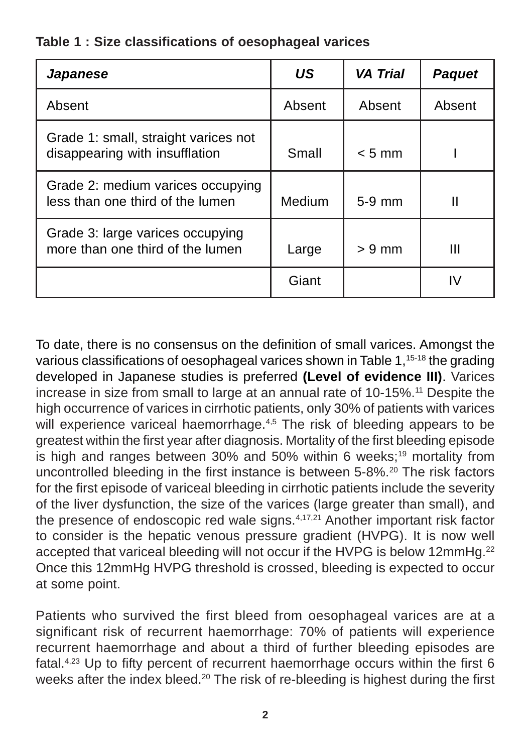**Table 1 : Size classifications of oesophageal varices**

| *Japanese* | *US* | *VA Trial* | *Paquet* |
|---|---|---|---|
| Absent | Absent | Absent | Absent |
| Grade 1: small, straight varices not disappearing with insufflation | Small | < 5 mm | I |
| Grade 2: medium varices occupying less than one third of the lumen | Medium | 5-9 mm | II |
| Grade 3: large varices occupying more than one third of the lumen | Large | > 9 mm | III |
| | Giant | | IV |

To date, there is no consensus on the definition of small varices. Amongst the various classifications of oesophageal varices shown in Table 1,[15-18] the grading developed in Japanese studies is preferred **(Level of evidence III)**. Varices increase in size from small to large at an annual rate of 10-15%.[11] Despite the high occurrence of varices in cirrhotic patients, only 30% of patients with varices will experience variceal haemorrhage.[4,5] The risk of bleeding appears to be greatest within the first year after diagnosis. Mortality of the first bleeding episode is high and ranges between 30% and 50% within 6 weeks;[19] mortality from uncontrolled bleeding in the first instance is between 5-8%.[20] The risk factors for the first episode of variceal bleeding in cirrhotic patients include the severity of the liver dysfunction, the size of the varices (large greater than small), and the presence of endoscopic red wale signs.[4,17,21] Another important risk factor to consider is the hepatic venous pressure gradient (HVPG). It is now well accepted that variceal bleeding will not occur if the HVPG is below 12mmHg.[22] Once this 12mmHg HVPG threshold is crossed, bleeding is expected to occur at some point.

Patients who survived the first bleed from oesophageal varices are at a significant risk of recurrent haemorrhage: 70% of patients will experience recurrent haemorrhage and about a third of further bleeding episodes are fatal.[4,23] Up to fifty percent of recurrent haemorrhage occurs within the first 6 weeks after the index bleed.[20] The risk of re-bleeding is highest during the first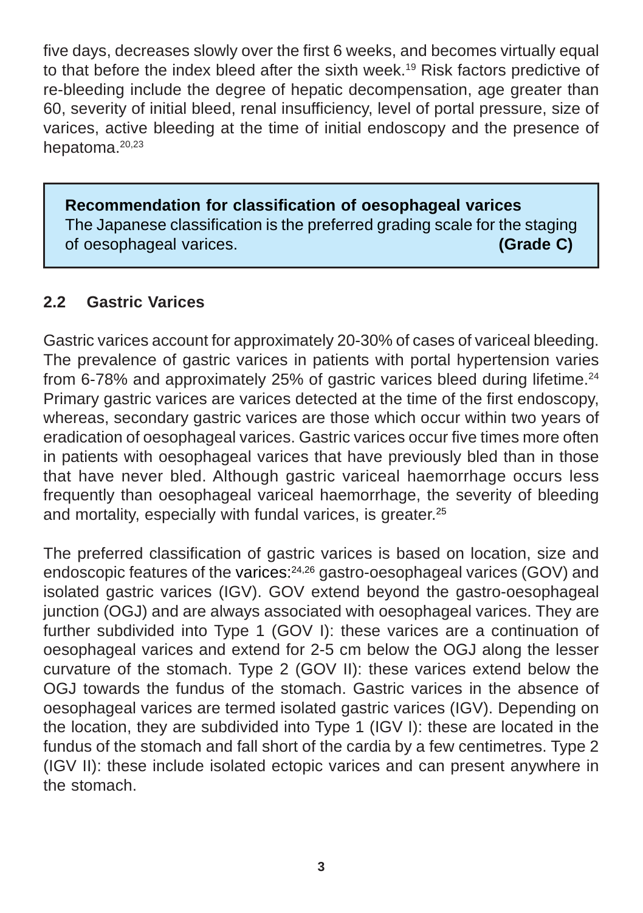five days, decreases slowly over the first 6 weeks, and becomes virtually equal to that before the index bleed after the sixth week.[19] Risk factors predictive of re-bleeding include the degree of hepatic decompensation, age greater than 60, severity of initial bleed, renal insufficiency, level of portal pressure, size of varices, active bleeding at the time of initial endoscopy and the presence of hepatoma.[20,23]

> **Recommendation for classification of oesophageal varices**
> The Japanese classification is the preferred grading scale for the staging of oesophageal varices. **(Grade C)**

## 2.2 Gastric Varices

Gastric varices account for approximately 20-30% of cases of variceal bleeding. The prevalence of gastric varices in patients with portal hypertension varies from 6-78% and approximately 25% of gastric varices bleed during lifetime.[24] Primary gastric varices are varices detected at the time of the first endoscopy, whereas, secondary gastric varices are those which occur within two years of eradication of oesophageal varices. Gastric varices occur five times more often in patients with oesophageal varices that have previously bled than in those that have never bled. Although gastric variceal haemorrhage occurs less frequently than oesophageal variceal haemorrhage, the severity of bleeding and mortality, especially with fundal varices, is greater.[25]

The preferred classification of gastric varices is based on location, size and endoscopic features of the varices:[24,26] gastro-oesophageal varices (GOV) and isolated gastric varices (IGV). GOV extend beyond the gastro-oesophageal junction (OGJ) and are always associated with oesophageal varices. They are further subdivided into Type 1 (GOV I): these varices are a continuation of oesophageal varices and extend for 2-5 cm below the OGJ along the lesser curvature of the stomach. Type 2 (GOV II): these varices extend below the OGJ towards the fundus of the stomach. Gastric varices in the absence of oesophageal varices are termed isolated gastric varices (IGV). Depending on the location, they are subdivided into Type 1 (IGV I): these are located in the fundus of the stomach and fall short of the cardia by a few centimetres. Type 2 (IGV II): these include isolated ectopic varices and can present anywhere in the stomach.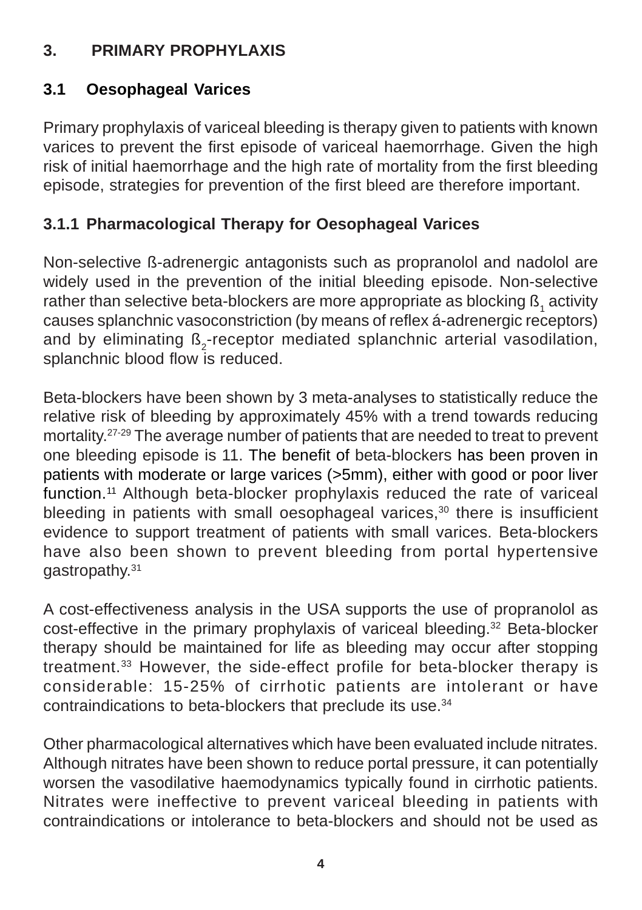## 3. PRIMARY PROPHYLAXIS

### 3.1 Oesophageal Varices

Primary prophylaxis of variceal bleeding is therapy given to patients with known varices to prevent the first episode of variceal haemorrhage. Given the high risk of initial haemorrhage and the high rate of mortality from the first bleeding episode, strategies for prevention of the first bleed are therefore important.

#### 3.1.1 Pharmacological Therapy for Oesophageal Varices

Non-selective ß-adrenergic antagonists such as propranolol and nadolol are widely used in the prevention of the initial bleeding episode. Non-selective rather than selective beta-blockers are more appropriate as blocking $ß_1$ activity causes splanchnic vasoconstriction (by means of reflex á-adrenergic receptors) and by eliminating $ß_2$-receptor mediated splanchnic arterial vasodilation, splanchnic blood flow is reduced.

Beta-blockers have been shown by 3 meta-analyses to statistically reduce the relative risk of bleeding by approximately 45% with a trend towards reducing mortality.[27-29] The average number of patients that are needed to treat to prevent one bleeding episode is 11. The benefit of beta-blockers has been proven in patients with moderate or large varices (>5mm), either with good or poor liver function.[11] Although beta-blocker prophylaxis reduced the rate of variceal bleeding in patients with small oesophageal varices,[30] there is insufficient evidence to support treatment of patients with small varices. Beta-blockers have also been shown to prevent bleeding from portal hypertensive gastropathy.[31]

A cost-effectiveness analysis in the USA supports the use of propranolol as cost-effective in the primary prophylaxis of variceal bleeding.[32] Beta-blocker therapy should be maintained for life as bleeding may occur after stopping treatment.[33] However, the side-effect profile for beta-blocker therapy is considerable: 15-25% of cirrhotic patients are intolerant or have contraindications to beta-blockers that preclude its use.[34]

Other pharmacological alternatives which have been evaluated include nitrates. Although nitrates have been shown to reduce portal pressure, it can potentially worsen the vasodilative haemodynamics typically found in cirrhotic patients. Nitrates were ineffective to prevent variceal bleeding in patients with contraindications or intolerance to beta-blockers and should not be used as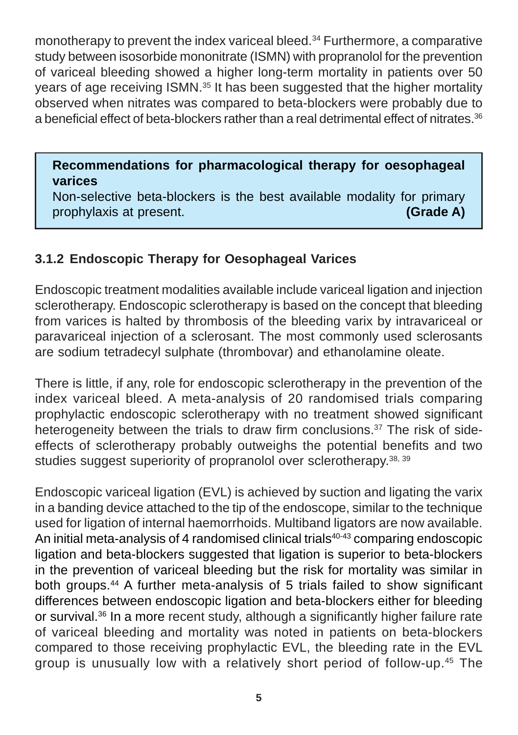monotherapy to prevent the index variceal bleed.[34] Furthermore, a comparative study between isosorbide mononitrate (ISMN) with propranolol for the prevention of variceal bleeding showed a higher long-term mortality in patients over 50 years of age receiving ISMN.[35] It has been suggested that the higher mortality observed when nitrates was compared to beta-blockers were probably due to a beneficial effect of beta-blockers rather than a real detrimental effect of nitrates.[36]

> **Recommendations for pharmacological therapy for oesophageal varices**
>
> Non-selective beta-blockers is the best available modality for primary prophylaxis at present. **(Grade A)**

### 3.1.2 Endoscopic Therapy for Oesophageal Varices

Endoscopic treatment modalities available include variceal ligation and injection sclerotherapy. Endoscopic sclerotherapy is based on the concept that bleeding from varices is halted by thrombosis of the bleeding varix by intravariceal or paravariceal injection of a sclerosant. The most commonly used sclerosants are sodium tetradecyl sulphate (thrombovar) and ethanolamine oleate.

There is little, if any, role for endoscopic sclerotherapy in the prevention of the index variceal bleed. A meta-analysis of 20 randomised trials comparing prophylactic endoscopic sclerotherapy with no treatment showed significant heterogeneity between the trials to draw firm conclusions.[37] The risk of side-effects of sclerotherapy probably outweighs the potential benefits and two studies suggest superiority of propranolol over sclerotherapy.[38, 39]

Endoscopic variceal ligation (EVL) is achieved by suction and ligating the varix in a banding device attached to the tip of the endoscope, similar to the technique used for ligation of internal haemorrhoids. Multiband ligators are now available. An initial meta-analysis of 4 randomised clinical trials[40-43] comparing endoscopic ligation and beta-blockers suggested that ligation is superior to beta-blockers in the prevention of variceal bleeding but the risk for mortality was similar in both groups.[44] A further meta-analysis of 5 trials failed to show significant differences between endoscopic ligation and beta-blockers either for bleeding or survival.[36] In a more recent study, although a significantly higher failure rate of variceal bleeding and mortality was noted in patients on beta-blockers compared to those receiving prophylactic EVL, the bleeding rate in the EVL group is unusually low with a relatively short period of follow-up.[45] The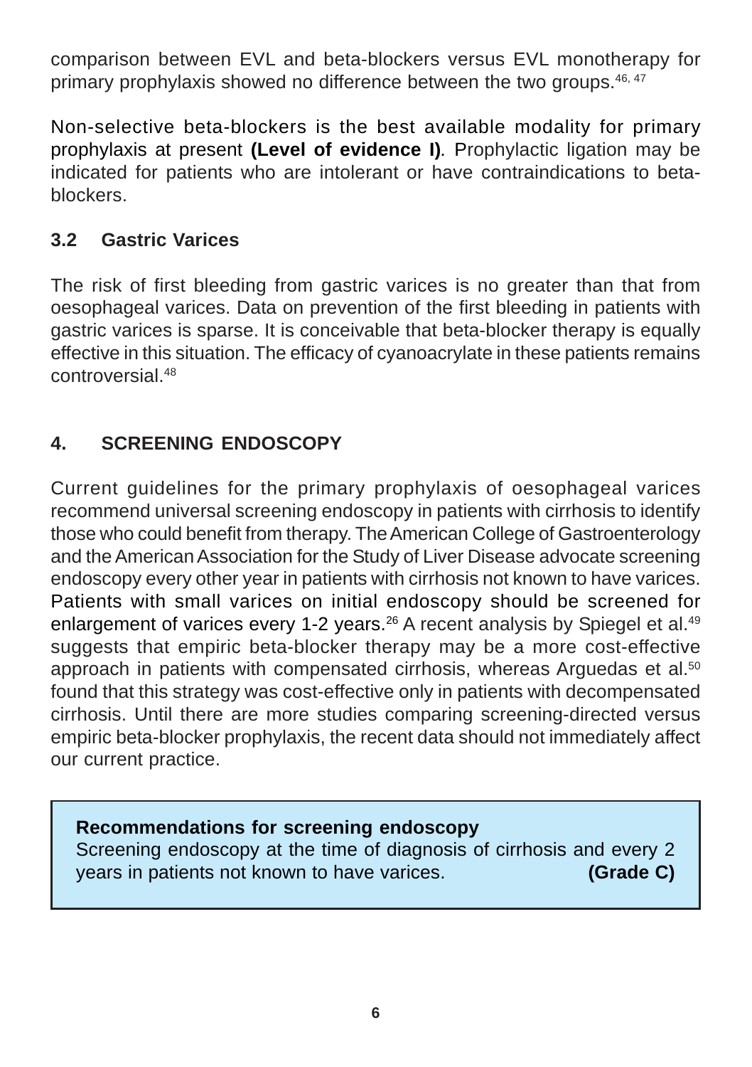comparison between EVL and beta-blockers versus EVL monotherapy for primary prophylaxis showed no difference between the two groups.[46, 47]

Non-selective beta-blockers is the best available modality for primary prophylaxis at present **(Level of evidence I)**. Prophylactic ligation may be indicated for patients who are intolerant or have contraindications to beta-blockers.

### 3.2 Gastric Varices

The risk of first bleeding from gastric varices is no greater than that from oesophageal varices. Data on prevention of the first bleeding in patients with gastric varices is sparse. It is conceivable that beta-blocker therapy is equally effective in this situation. The efficacy of cyanoacrylate in these patients remains controversial.[48]

## 4. SCREENING ENDOSCOPY

Current guidelines for the primary prophylaxis of oesophageal varices recommend universal screening endoscopy in patients with cirrhosis to identify those who could benefit from therapy. The American College of Gastroenterology and the American Association for the Study of Liver Disease advocate screening endoscopy every other year in patients with cirrhosis not known to have varices. Patients with small varices on initial endoscopy should be screened for enlargement of varices every 1-2 years.[26] A recent analysis by Spiegel et al.[49] suggests that empiric beta-blocker therapy may be a more cost-effective approach in patients with compensated cirrhosis, whereas Arguedas et al.[50] found that this strategy was cost-effective only in patients with decompensated cirrhosis. Until there are more studies comparing screening-directed versus empiric beta-blocker prophylaxis, the recent data should not immediately affect our current practice.

**Recommendations for screening endoscopy**

Screening endoscopy at the time of diagnosis of cirrhosis and every 2 years in patients not known to have varices. **(Grade C)**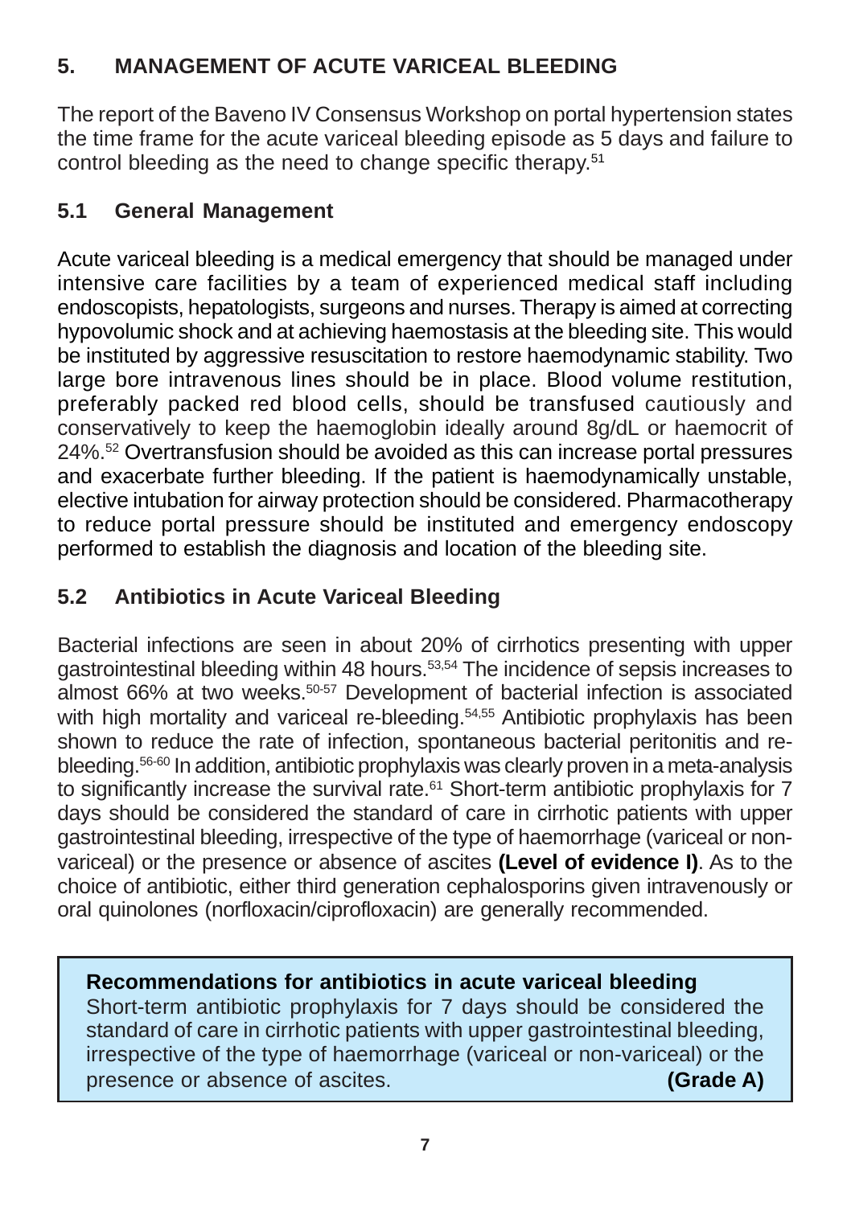# 5. MANAGEMENT OF ACUTE VARICEAL BLEEDING

The report of the Baveno IV Consensus Workshop on portal hypertension states the time frame for the acute variceal bleeding episode as 5 days and failure to control bleeding as the need to change specific therapy.[51]

## 5.1 General Management

Acute variceal bleeding is a medical emergency that should be managed under intensive care facilities by a team of experienced medical staff including endoscopists, hepatologists, surgeons and nurses. Therapy is aimed at correcting hypovolumic shock and at achieving haemostasis at the bleeding site. This would be instituted by aggressive resuscitation to restore haemodynamic stability. Two large bore intravenous lines should be in place. Blood volume restitution, preferably packed red blood cells, should be transfused cautiously and conservatively to keep the haemoglobin ideally around 8g/dL or haemocrit of 24%.[52] Overtransfusion should be avoided as this can increase portal pressures and exacerbate further bleeding. If the patient is haemodynamically unstable, elective intubation for airway protection should be considered. Pharmacotherapy to reduce portal pressure should be instituted and emergency endoscopy performed to establish the diagnosis and location of the bleeding site.

## 5.2 Antibiotics in Acute Variceal Bleeding

Bacterial infections are seen in about 20% of cirrhotics presenting with upper gastrointestinal bleeding within 48 hours.[53,54] The incidence of sepsis increases to almost 66% at two weeks.[50-57] Development of bacterial infection is associated with high mortality and variceal re-bleeding.[54,55] Antibiotic prophylaxis has been shown to reduce the rate of infection, spontaneous bacterial peritonitis and re-bleeding.[56-60] In addition, antibiotic prophylaxis was clearly proven in a meta-analysis to significantly increase the survival rate.[61] Short-term antibiotic prophylaxis for 7 days should be considered the standard of care in cirrhotic patients with upper gastrointestinal bleeding, irrespective of the type of haemorrhage (variceal or non-variceal) or the presence or absence of ascites **(Level of evidence I)**. As to the choice of antibiotic, either third generation cephalosporins given intravenously or oral quinolones (norfloxacin/ciprofloxacin) are generally recommended.

> **Recommendations for antibiotics in acute variceal bleeding**
>
> Short-term antibiotic prophylaxis for 7 days should be considered the standard of care in cirrhotic patients with upper gastrointestinal bleeding, irrespective of the type of haemorrhage (variceal or non-variceal) or the presence or absence of ascites. **(Grade A)**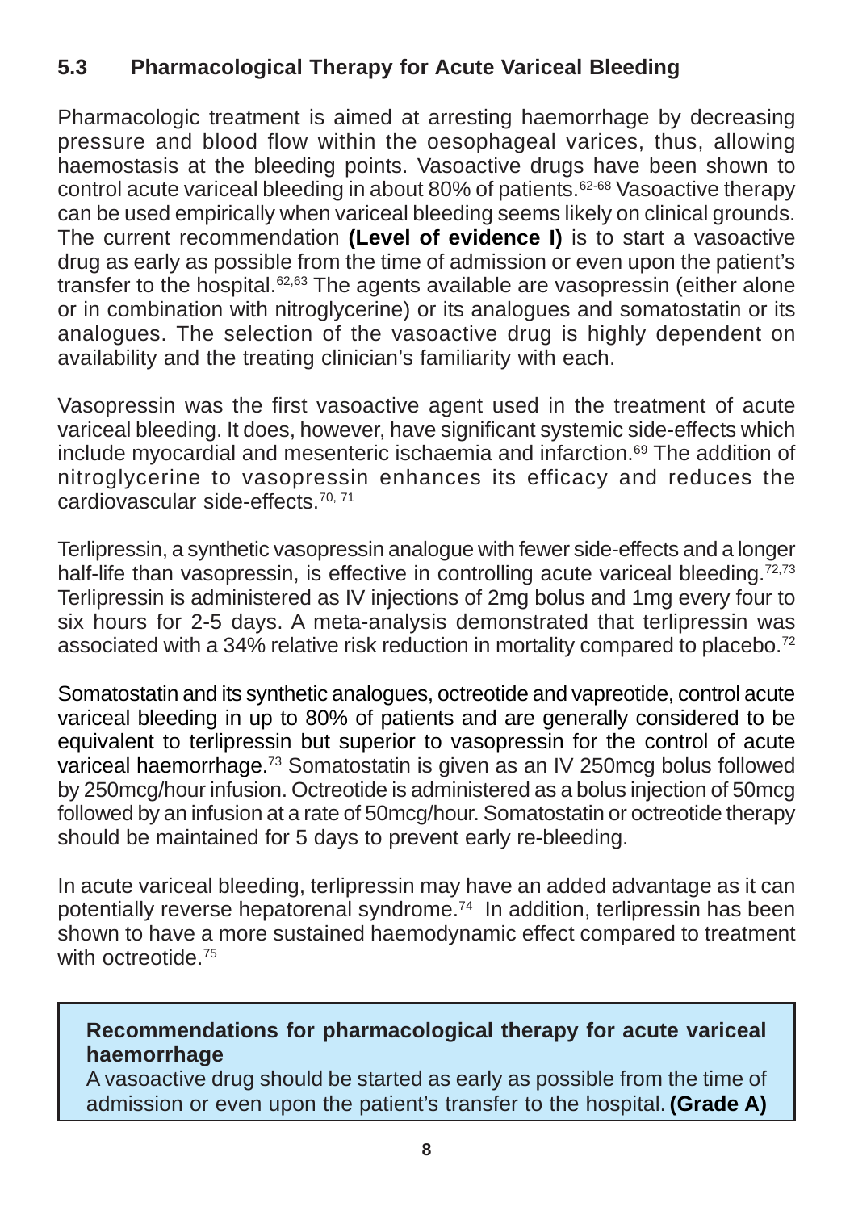## 5.3 Pharmacological Therapy for Acute Variceal Bleeding

Pharmacologic treatment is aimed at arresting haemorrhage by decreasing pressure and blood flow within the oesophageal varices, thus, allowing haemostasis at the bleeding points. Vasoactive drugs have been shown to control acute variceal bleeding in about 80% of patients.[62-68] Vasoactive therapy can be used empirically when variceal bleeding seems likely on clinical grounds. The current recommendation **(Level of evidence I)** is to start a vasoactive drug as early as possible from the time of admission or even upon the patient's transfer to the hospital.[62,63] The agents available are vasopressin (either alone or in combination with nitroglycerine) or its analogues and somatostatin or its analogues. The selection of the vasoactive drug is highly dependent on availability and the treating clinician's familiarity with each.

Vasopressin was the first vasoactive agent used in the treatment of acute variceal bleeding. It does, however, have significant systemic side-effects which include myocardial and mesenteric ischaemia and infarction.[69] The addition of nitroglycerine to vasopressin enhances its efficacy and reduces the cardiovascular side-effects.[70, 71]

Terlipressin, a synthetic vasopressin analogue with fewer side-effects and a longer half-life than vasopressin, is effective in controlling acute variceal bleeding.[72,73] Terlipressin is administered as IV injections of 2mg bolus and 1mg every four to six hours for 2-5 days. A meta-analysis demonstrated that terlipressin was associated with a 34% relative risk reduction in mortality compared to placebo.[72]

Somatostatin and its synthetic analogues, octreotide and vapreotide, control acute variceal bleeding in up to 80% of patients and are generally considered to be equivalent to terlipressin but superior to vasopressin for the control of acute variceal haemorrhage.[73] Somatostatin is given as an IV 250mcg bolus followed by 250mcg/hour infusion. Octreotide is administered as a bolus injection of 50mcg followed by an infusion at a rate of 50mcg/hour. Somatostatin or octreotide therapy should be maintained for 5 days to prevent early re-bleeding.

In acute variceal bleeding, terlipressin may have an added advantage as it can potentially reverse hepatorenal syndrome.[74] In addition, terlipressin has been shown to have a more sustained haemodynamic effect compared to treatment with octreotide.[75]

**Recommendations for pharmacological therapy for acute variceal haemorrhage**

A vasoactive drug should be started as early as possible from the time of admission or even upon the patient's transfer to the hospital. **(Grade A)**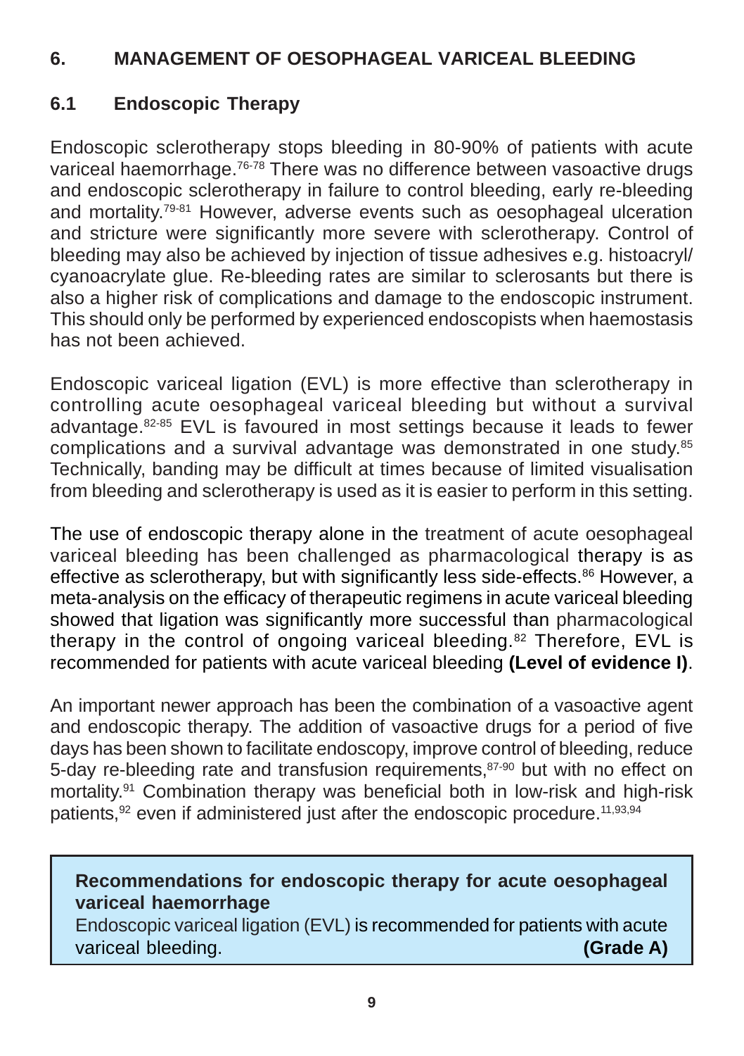## 6. MANAGEMENT OF OESOPHAGEAL VARICEAL BLEEDING

### 6.1 Endoscopic Therapy

Endoscopic sclerotherapy stops bleeding in 80-90% of patients with acute variceal haemorrhage.[76-78] There was no difference between vasoactive drugs and endoscopic sclerotherapy in failure to control bleeding, early re-bleeding and mortality.[79-81] However, adverse events such as oesophageal ulceration and stricture were significantly more severe with sclerotherapy. Control of bleeding may also be achieved by injection of tissue adhesives e.g. histoacryl/ cyanoacrylate glue. Re-bleeding rates are similar to sclerosants but there is also a higher risk of complications and damage to the endoscopic instrument. This should only be performed by experienced endoscopists when haemostasis has not been achieved.

Endoscopic variceal ligation (EVL) is more effective than sclerotherapy in controlling acute oesophageal variceal bleeding but without a survival advantage.[82-85] EVL is favoured in most settings because it leads to fewer complications and a survival advantage was demonstrated in one study.[85] Technically, banding may be difficult at times because of limited visualisation from bleeding and sclerotherapy is used as it is easier to perform in this setting.

The use of endoscopic therapy alone in the treatment of acute oesophageal variceal bleeding has been challenged as pharmacological therapy is as effective as sclerotherapy, but with significantly less side-effects.[86] However, a meta-analysis on the efficacy of therapeutic regimens in acute variceal bleeding showed that ligation was significantly more successful than pharmacological therapy in the control of ongoing variceal bleeding.[82] Therefore, EVL is recommended for patients with acute variceal bleeding **(Level of evidence I)**.

An important newer approach has been the combination of a vasoactive agent and endoscopic therapy. The addition of vasoactive drugs for a period of five days has been shown to facilitate endoscopy, improve control of bleeding, reduce 5-day re-bleeding rate and transfusion requirements,[87-90] but with no effect on mortality.[91] Combination therapy was beneficial both in low-risk and high-risk patients,[92] even if administered just after the endoscopic procedure.[11,93,94]

**Recommendations for endoscopic therapy for acute oesophageal variceal haemorrhage**

Endoscopic variceal ligation (EVL) is recommended for patients with acute variceal bleeding. **(Grade A)**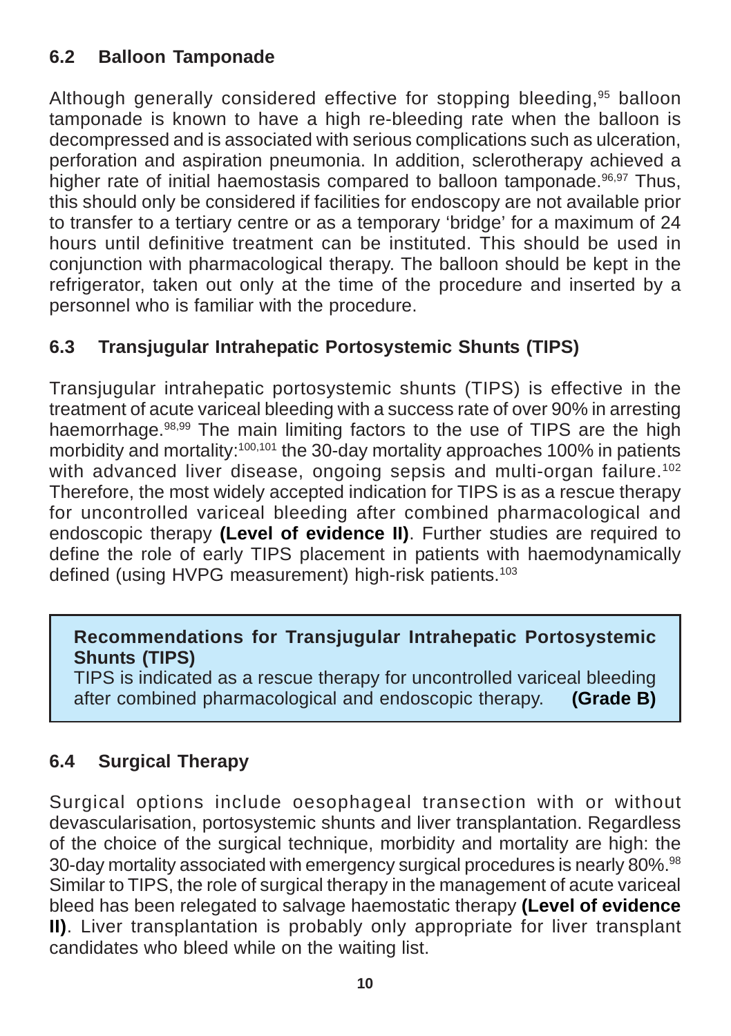## 6.2 Balloon Tamponade

Although generally considered effective for stopping bleeding,[95] balloon tamponade is known to have a high re-bleeding rate when the balloon is decompressed and is associated with serious complications such as ulceration, perforation and aspiration pneumonia. In addition, sclerotherapy achieved a higher rate of initial haemostasis compared to balloon tamponade.[96,97] Thus, this should only be considered if facilities for endoscopy are not available prior to transfer to a tertiary centre or as a temporary 'bridge' for a maximum of 24 hours until definitive treatment can be instituted. This should be used in conjunction with pharmacological therapy. The balloon should be kept in the refrigerator, taken out only at the time of the procedure and inserted by a personnel who is familiar with the procedure.

## 6.3 Transjugular Intrahepatic Portosystemic Shunts (TIPS)

Transjugular intrahepatic portosystemic shunts (TIPS) is effective in the treatment of acute variceal bleeding with a success rate of over 90% in arresting haemorrhage.[98,99] The main limiting factors to the use of TIPS are the high morbidity and mortality:[100,101] the 30-day mortality approaches 100% in patients with advanced liver disease, ongoing sepsis and multi-organ failure.[102] Therefore, the most widely accepted indication for TIPS is as a rescue therapy for uncontrolled variceal bleeding after combined pharmacological and endoscopic therapy **(Level of evidence II)**. Further studies are required to define the role of early TIPS placement in patients with haemodynamically defined (using HVPG measurement) high-risk patients.[103]

> **Recommendations for Transjugular Intrahepatic Portosystemic Shunts (TIPS)**
> TIPS is indicated as a rescue therapy for uncontrolled variceal bleeding after combined pharmacological and endoscopic therapy. **(Grade B)**

## 6.4 Surgical Therapy

Surgical options include oesophageal transection with or without devascularisation, portosystemic shunts and liver transplantation. Regardless of the choice of the surgical technique, morbidity and mortality are high: the 30-day mortality associated with emergency surgical procedures is nearly 80%.[98] Similar to TIPS, the role of surgical therapy in the management of acute variceal bleed has been relegated to salvage haemostatic therapy **(Level of evidence II)**. Liver transplantation is probably only appropriate for liver transplant candidates who bleed while on the waiting list.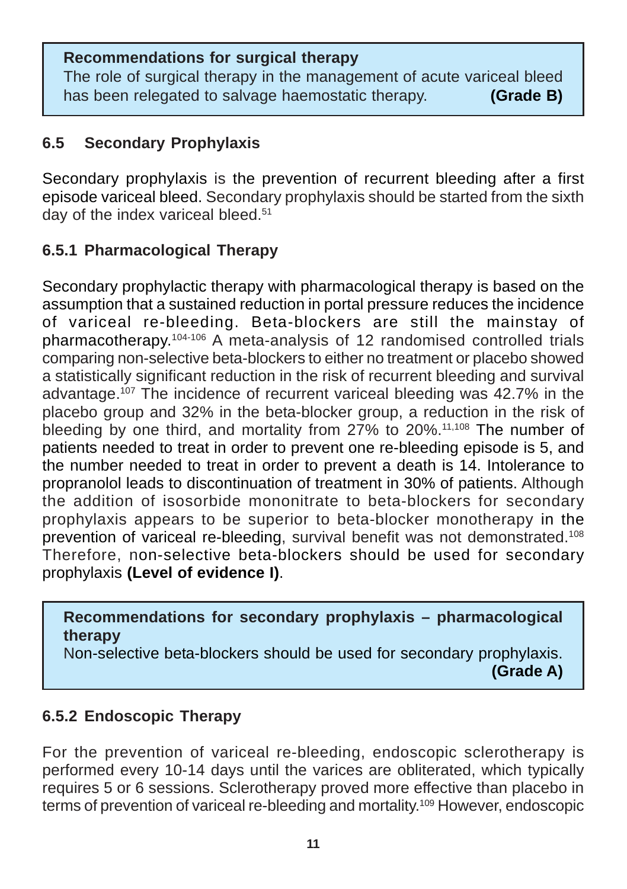> **Recommendations for surgical therapy**
> The role of surgical therapy in the management of acute variceal bleed has been relegated to salvage haemostatic therapy. **(Grade B)**

### 6.5 Secondary Prophylaxis

Secondary prophylaxis is the prevention of recurrent bleeding after a first episode variceal bleed. Secondary prophylaxis should be started from the sixth day of the index variceal bleed.[51]

#### 6.5.1 Pharmacological Therapy

Secondary prophylactic therapy with pharmacological therapy is based on the assumption that a sustained reduction in portal pressure reduces the incidence of variceal re-bleeding. Beta-blockers are still the mainstay of pharmacotherapy.[104-106] A meta-analysis of 12 randomised controlled trials comparing non-selective beta-blockers to either no treatment or placebo showed a statistically significant reduction in the risk of recurrent bleeding and survival advantage.[107] The incidence of recurrent variceal bleeding was 42.7% in the placebo group and 32% in the beta-blocker group, a reduction in the risk of bleeding by one third, and mortality from 27% to 20%.[11,108] The number of patients needed to treat in order to prevent one re-bleeding episode is 5, and the number needed to treat in order to prevent a death is 14. Intolerance to propranolol leads to discontinuation of treatment in 30% of patients. Although the addition of isosorbide mononitrate to beta-blockers for secondary prophylaxis appears to be superior to beta-blocker monotherapy in the prevention of variceal re-bleeding, survival benefit was not demonstrated.[108] Therefore, non-selective beta-blockers should be used for secondary prophylaxis **(Level of evidence I)**.

> **Recommendations for secondary prophylaxis – pharmacological therapy**
> Non-selective beta-blockers should be used for secondary prophylaxis. **(Grade A)**

#### 6.5.2 Endoscopic Therapy

For the prevention of variceal re-bleeding, endoscopic sclerotherapy is performed every 10-14 days until the varices are obliterated, which typically requires 5 or 6 sessions. Sclerotherapy proved more effective than placebo in terms of prevention of variceal re-bleeding and mortality.[109] However, endoscopic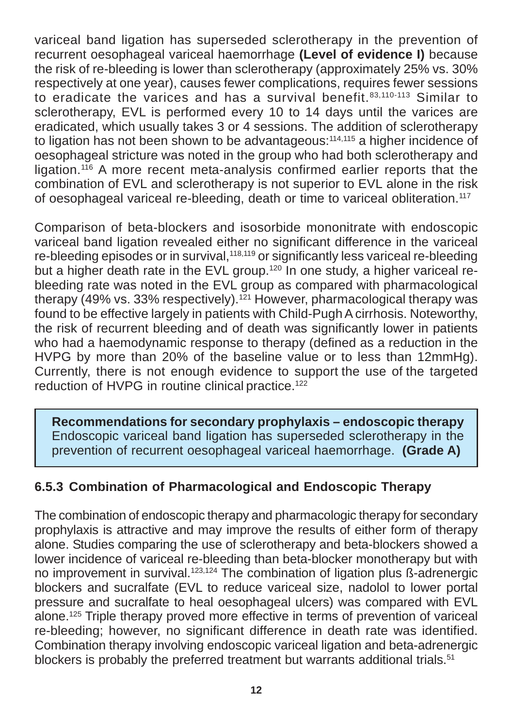variceal band ligation has superseded sclerotherapy in the prevention of recurrent oesophageal variceal haemorrhage **(Level of evidence I)** because the risk of re-bleeding is lower than sclerotherapy (approximately 25% vs. 30% respectively at one year), causes fewer complications, requires fewer sessions to eradicate the varices and has a survival benefit.[83,110-113] Similar to sclerotherapy, EVL is performed every 10 to 14 days until the varices are eradicated, which usually takes 3 or 4 sessions. The addition of sclerotherapy to ligation has not been shown to be advantageous:[114,115] a higher incidence of oesophageal stricture was noted in the group who had both sclerotherapy and ligation.[116] A more recent meta-analysis confirmed earlier reports that the combination of EVL and sclerotherapy is not superior to EVL alone in the risk of oesophageal variceal re-bleeding, death or time to variceal obliteration.[117]

Comparison of beta-blockers and isosorbide mononitrate with endoscopic variceal band ligation revealed either no significant difference in the variceal re-bleeding episodes or in survival,[118,119] or significantly less variceal re-bleeding but a higher death rate in the EVL group.[120] In one study, a higher variceal re-bleeding rate was noted in the EVL group as compared with pharmacological therapy (49% vs. 33% respectively).[121] However, pharmacological therapy was found to be effective largely in patients with Child-Pugh A cirrhosis. Noteworthy, the risk of recurrent bleeding and of death was significantly lower in patients who had a haemodynamic response to therapy (defined as a reduction in the HVPG by more than 20% of the baseline value or to less than 12mmHg). Currently, there is not enough evidence to support the use of the targeted reduction of HVPG in routine clinical practice.[122]

> **Recommendations for secondary prophylaxis – endoscopic therapy**
> Endoscopic variceal band ligation has superseded sclerotherapy in the prevention of recurrent oesophageal variceal haemorrhage. **(Grade A)**

### 6.5.3 Combination of Pharmacological and Endoscopic Therapy

The combination of endoscopic therapy and pharmacologic therapy for secondary prophylaxis is attractive and may improve the results of either form of therapy alone. Studies comparing the use of sclerotherapy and beta-blockers showed a lower incidence of variceal re-bleeding than beta-blocker monotherapy but with no improvement in survival.[123,124] The combination of ligation plus ß-adrenergic blockers and sucralfate (EVL to reduce variceal size, nadolol to lower portal pressure and sucralfate to heal oesophageal ulcers) was compared with EVL alone.[125] Triple therapy proved more effective in terms of prevention of variceal re-bleeding; however, no significant difference in death rate was identified. Combination therapy involving endoscopic variceal ligation and beta-adrenergic blockers is probably the preferred treatment but warrants additional trials.[51]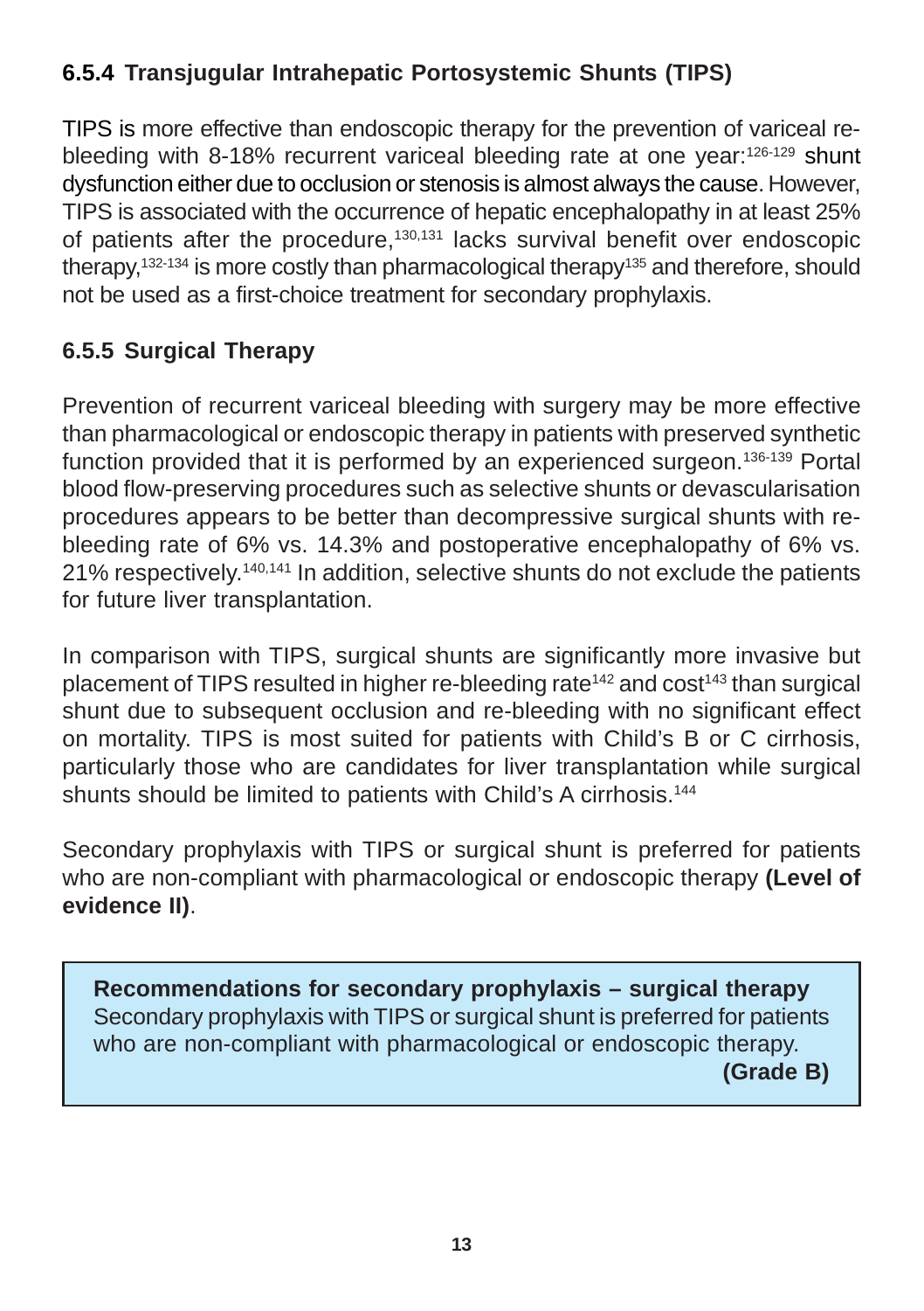### 6.5.4 Transjugular Intrahepatic Portosystemic Shunts (TIPS)

TIPS is more effective than endoscopic therapy for the prevention of variceal re-bleeding with 8-18% recurrent variceal bleeding rate at one year:[126-129] shunt dysfunction either due to occlusion or stenosis is almost always the cause. However, TIPS is associated with the occurrence of hepatic encephalopathy in at least 25% of patients after the procedure,[130,131] lacks survival benefit over endoscopic therapy,[132-134] is more costly than pharmacological therapy[135] and therefore, should not be used as a first-choice treatment for secondary prophylaxis.

### 6.5.5 Surgical Therapy

Prevention of recurrent variceal bleeding with surgery may be more effective than pharmacological or endoscopic therapy in patients with preserved synthetic function provided that it is performed by an experienced surgeon.[136-139] Portal blood flow-preserving procedures such as selective shunts or devascularisation procedures appears to be better than decompressive surgical shunts with re-bleeding rate of 6% vs. 14.3% and postoperative encephalopathy of 6% vs. 21% respectively.[140,141] In addition, selective shunts do not exclude the patients for future liver transplantation.

In comparison with TIPS, surgical shunts are significantly more invasive but placement of TIPS resulted in higher re-bleeding rate[142] and cost[143] than surgical shunt due to subsequent occlusion and re-bleeding with no significant effect on mortality. TIPS is most suited for patients with Child's B or C cirrhosis, particularly those who are candidates for liver transplantation while surgical shunts should be limited to patients with Child's A cirrhosis.[144]

Secondary prophylaxis with TIPS or surgical shunt is preferred for patients who are non-compliant with pharmacological or endoscopic therapy **(Level of evidence II)**.

> **Recommendations for secondary prophylaxis – surgical therapy**
> Secondary prophylaxis with TIPS or surgical shunt is preferred for patients who are non-compliant with pharmacological or endoscopic therapy.
> **(Grade B)**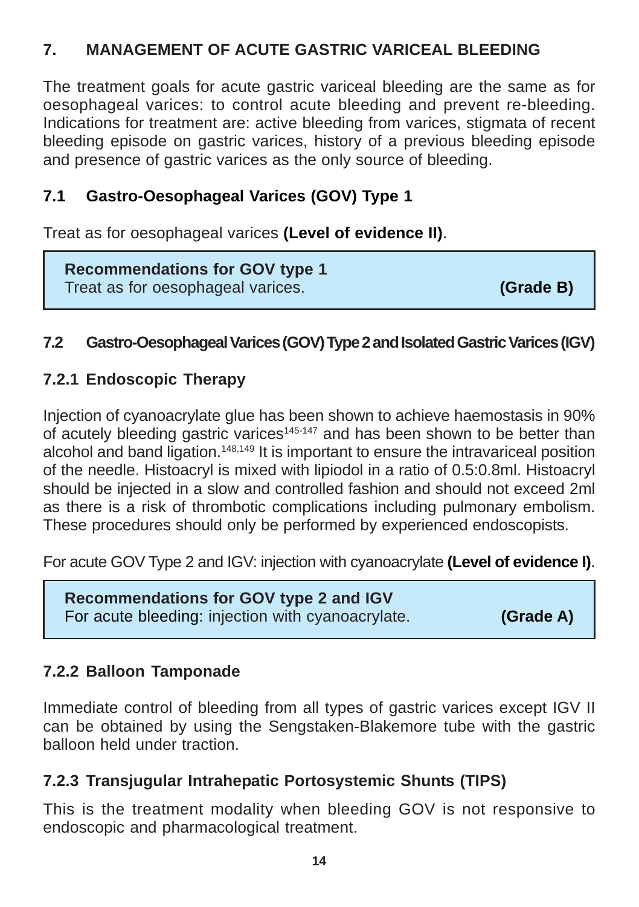# 7. MANAGEMENT OF ACUTE GASTRIC VARICEAL BLEEDING

The treatment goals for acute gastric variceal bleeding are the same as for oesophageal varices: to control acute bleeding and prevent re-bleeding. Indications for treatment are: active bleeding from varices, stigmata of recent bleeding episode on gastric varices, history of a previous bleeding episode and presence of gastric varices as the only source of bleeding.

## 7.1 Gastro-Oesophageal Varices (GOV) Type 1

Treat as for oesophageal varices **(Level of evidence II)**.

> **Recommendations for GOV type 1**
> Treat as for oesophageal varices. **(Grade B)**

## 7.2 Gastro-Oesophageal Varices (GOV) Type 2 and Isolated Gastric Varices (IGV)

### 7.2.1 Endoscopic Therapy

Injection of cyanoacrylate glue has been shown to achieve haemostasis in 90% of acutely bleeding gastric varices[145-147] and has been shown to be better than alcohol and band ligation.[148,149] It is important to ensure the intravariceal position of the needle. Histoacryl is mixed with lipiodol in a ratio of 0.5:0.8ml. Histoacryl should be injected in a slow and controlled fashion and should not exceed 2ml as there is a risk of thrombotic complications including pulmonary embolism. These procedures should only be performed by experienced endoscopists.

For acute GOV Type 2 and IGV: injection with cyanoacrylate **(Level of evidence I)**.

> **Recommendations for GOV type 2 and IGV**
> For acute bleeding: injection with cyanoacrylate. **(Grade A)**

### 7.2.2 Balloon Tamponade

Immediate control of bleeding from all types of gastric varices except IGV II can be obtained by using the Sengstaken-Blakemore tube with the gastric balloon held under traction.

### 7.2.3 Transjugular Intrahepatic Portosystemic Shunts (TIPS)

This is the treatment modality when bleeding GOV is not responsive to endoscopic and pharmacological treatment.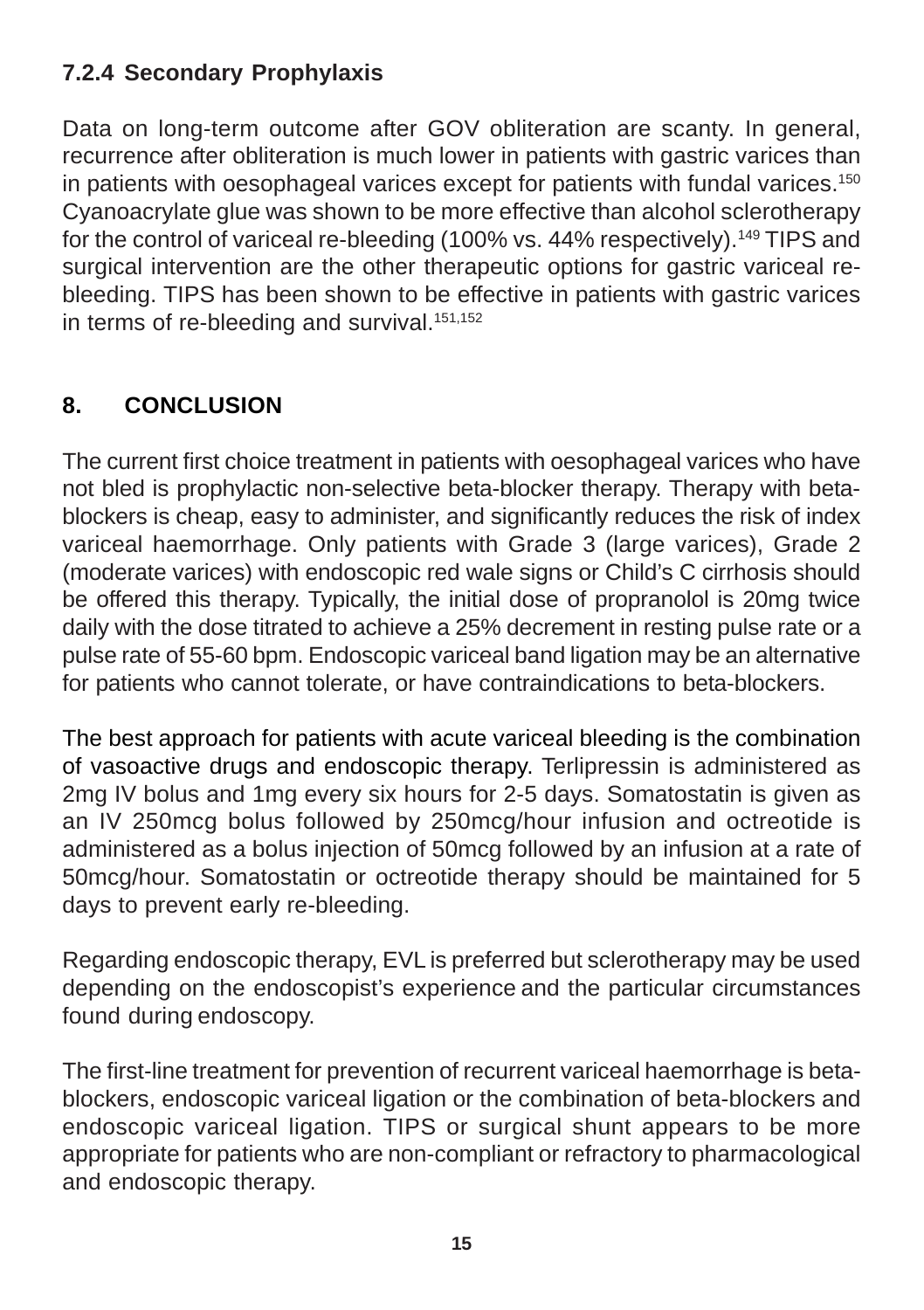### 7.2.4 Secondary Prophylaxis

Data on long-term outcome after GOV obliteration are scanty. In general, recurrence after obliteration is much lower in patients with gastric varices than in patients with oesophageal varices except for patients with fundal varices.[150] Cyanoacrylate glue was shown to be more effective than alcohol sclerotherapy for the control of variceal re-bleeding (100% vs. 44% respectively).[149] TIPS and surgical intervention are the other therapeutic options for gastric variceal re-bleeding. TIPS has been shown to be effective in patients with gastric varices in terms of re-bleeding and survival.[151,152]

## 8. CONCLUSION

The current first choice treatment in patients with oesophageal varices who have not bled is prophylactic non-selective beta-blocker therapy. Therapy with beta-blockers is cheap, easy to administer, and significantly reduces the risk of index variceal haemorrhage. Only patients with Grade 3 (large varices), Grade 2 (moderate varices) with endoscopic red wale signs or Child's C cirrhosis should be offered this therapy. Typically, the initial dose of propranolol is 20mg twice daily with the dose titrated to achieve a 25% decrement in resting pulse rate or a pulse rate of 55-60 bpm. Endoscopic variceal band ligation may be an alternative for patients who cannot tolerate, or have contraindications to beta-blockers.

The best approach for patients with acute variceal bleeding is the combination of vasoactive drugs and endoscopic therapy. Terlipressin is administered as 2mg IV bolus and 1mg every six hours for 2-5 days. Somatostatin is given as an IV 250mcg bolus followed by 250mcg/hour infusion and octreotide is administered as a bolus injection of 50mcg followed by an infusion at a rate of 50mcg/hour. Somatostatin or octreotide therapy should be maintained for 5 days to prevent early re-bleeding.

Regarding endoscopic therapy, EVL is preferred but sclerotherapy may be used depending on the endoscopist's experience and the particular circumstances found during endoscopy.

The first-line treatment for prevention of recurrent variceal haemorrhage is beta-blockers, endoscopic variceal ligation or the combination of beta-blockers and endoscopic variceal ligation. TIPS or surgical shunt appears to be more appropriate for patients who are non-compliant or refractory to pharmacological and endoscopic therapy.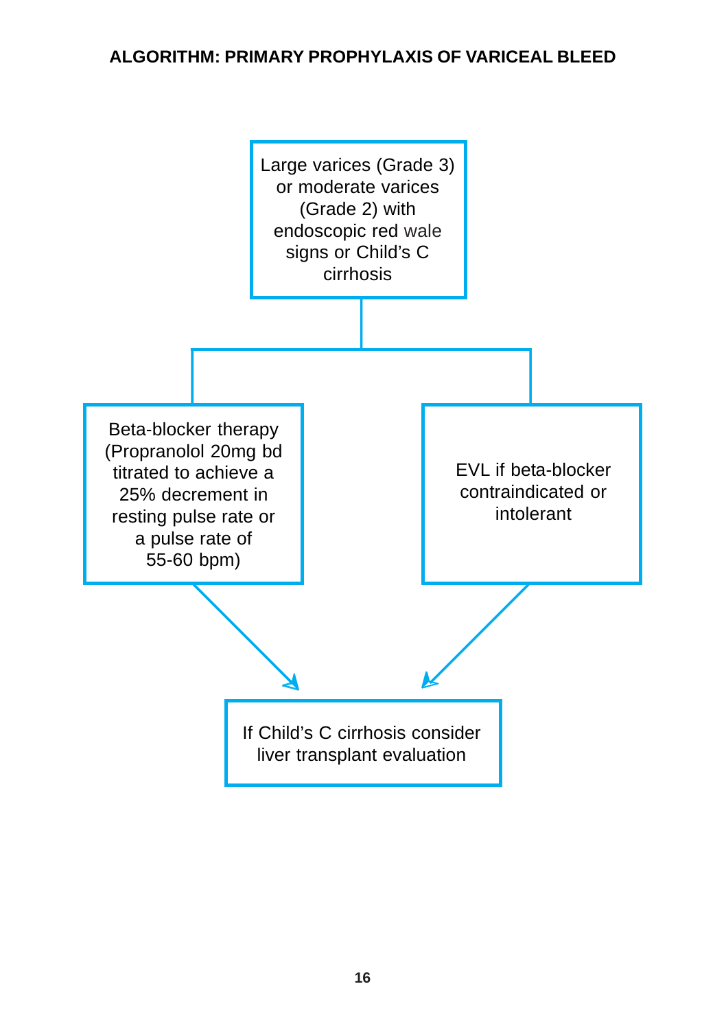## ALGORITHM: PRIMARY PROPHYLAXIS OF VARICEAL BLEED

Large varices (Grade 3) or moderate varices (Grade 2) with endoscopic red wale signs or Child's C cirrhosis

- Beta-blocker therapy (Propranolol 20mg bd titrated to achieve a 25% decrement in resting pulse rate or a pulse rate of 55-60 bpm)
- EVL if beta-blocker contraindicated or intolerant

↓

If Child's C cirrhosis consider liver transplant evaluation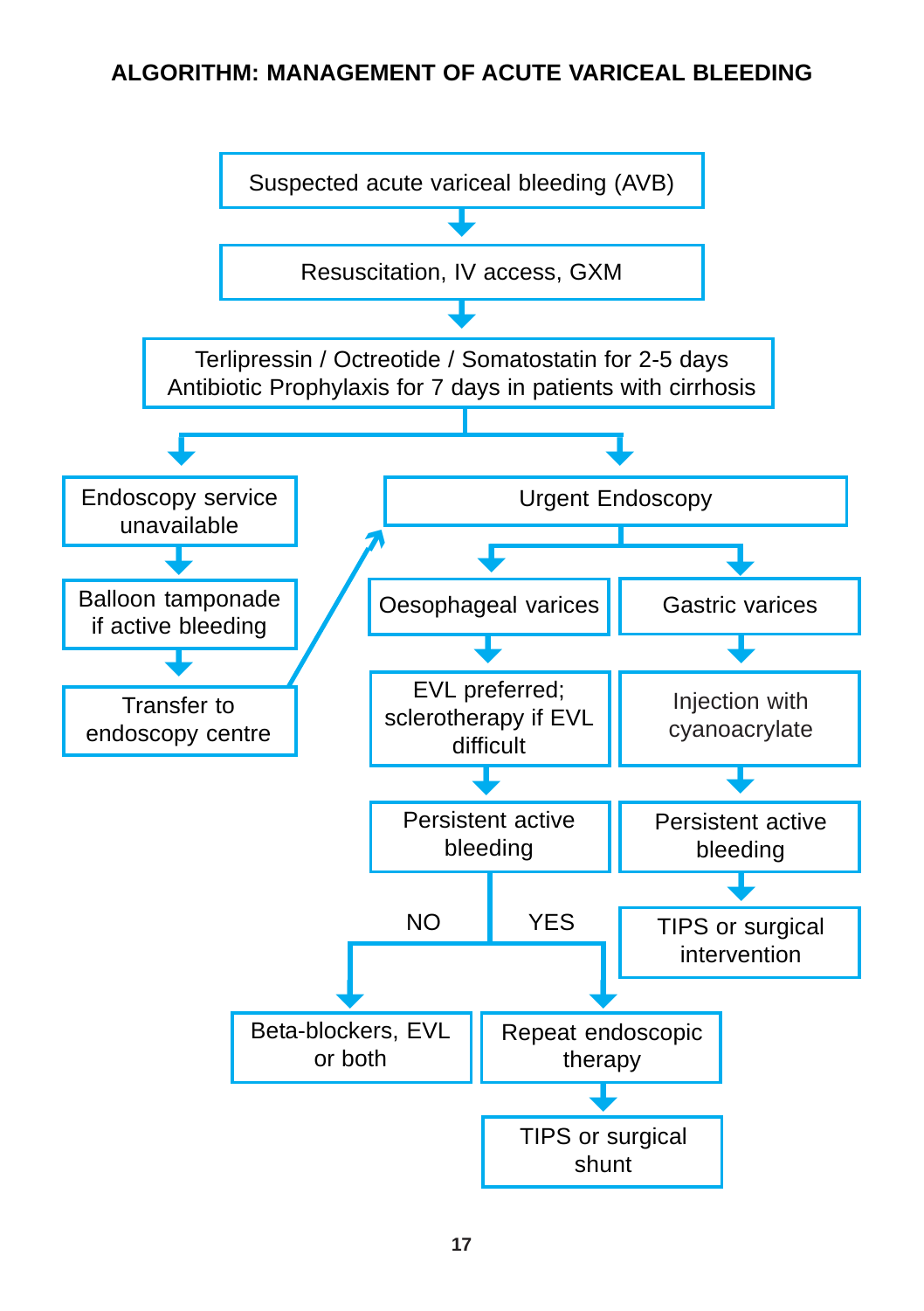# ALGORITHM: MANAGEMENT OF ACUTE VARICEAL BLEEDING

- Suspected acute variceal bleeding (AVB)
- ↓
- Resuscitation, IV access, GXM
- ↓
- Terlipressin / Octreotide / Somatostatin for 2-5 days
  Antibiotic Prophylaxis for 7 days in patients with cirrhosis
- ↓ (branches into two paths)

**Path 1:**

- Endoscopy service unavailable
- ↓
- Balloon tamponade if active bleeding
- ↓
- Transfer to endoscopy centre → Urgent Endoscopy

**Path 2:**

- Urgent Endoscopy
  - **Oesophageal varices**
    - ↓
    - EVL preferred; sclerotherapy if EVL difficult
    - ↓
    - Persistent active bleeding
      - NO → Beta-blockers, EVL or both
      - YES → Repeat endoscopic therapy → TIPS or surgical shunt
  - **Gastric varices**
    - ↓
    - Injection with cyanoacrylate
    - ↓
    - Persistent active bleeding
    - ↓
    - TIPS or surgical intervention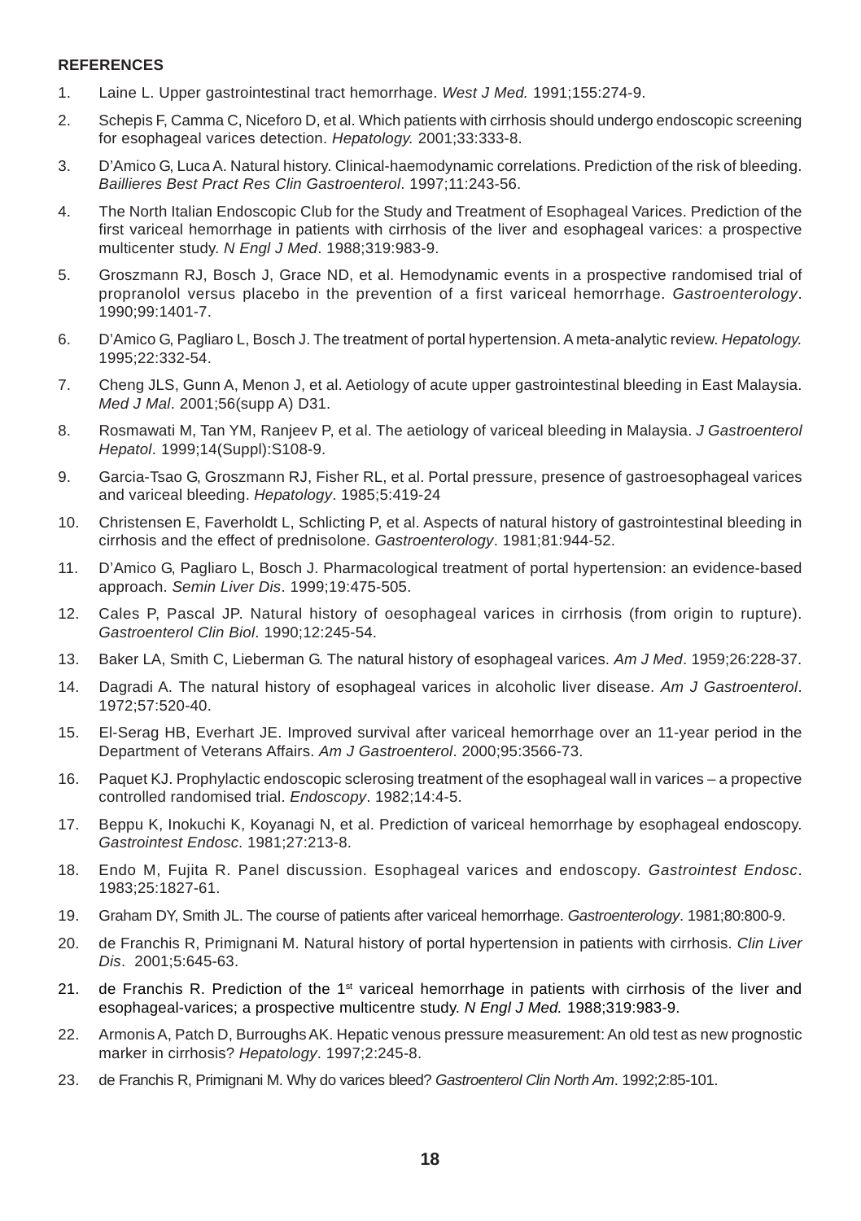**REFERENCES**

1. Laine L. Upper gastrointestinal tract hemorrhage. *West J Med.* 1991;155:274-9.
2. Schepis F, Camma C, Niceforo D, et al. Which patients with cirrhosis should undergo endoscopic screening for esophageal varices detection. *Hepatology.* 2001;33:333-8.
3. D'Amico G, Luca A. Natural history. Clinical-haemodynamic correlations. Prediction of the risk of bleeding. *Baillieres Best Pract Res Clin Gastroenterol*. 1997;11:243-56.
4. The North Italian Endoscopic Club for the Study and Treatment of Esophageal Varices. Prediction of the first variceal hemorrhage in patients with cirrhosis of the liver and esophageal varices: a prospective multicenter study. *N Engl J Med*. 1988;319:983-9.
5. Groszmann RJ, Bosch J, Grace ND, et al. Hemodynamic events in a prospective randomised trial of propranolol versus placebo in the prevention of a first variceal hemorrhage. *Gastroenterology*. 1990;99:1401-7.
6. D'Amico G, Pagliaro L, Bosch J. The treatment of portal hypertension. A meta-analytic review. *Hepatology.* 1995;22:332-54.
7. Cheng JLS, Gunn A, Menon J, et al. Aetiology of acute upper gastrointestinal bleeding in East Malaysia. *Med J Mal*. 2001;56(supp A) D31.
8. Rosmawati M, Tan YM, Ranjeev P, et al. The aetiology of variceal bleeding in Malaysia. *J Gastroenterol Hepatol*. 1999;14(Suppl):S108-9.
9. Garcia-Tsao G, Groszmann RJ, Fisher RL, et al. Portal pressure, presence of gastroesophageal varices and variceal bleeding. *Hepatology*. 1985;5:419-24
10. Christensen E, Faverholdt L, Schlicting P, et al. Aspects of natural history of gastrointestinal bleeding in cirrhosis and the effect of prednisolone. *Gastroenterology*. 1981;81:944-52.
11. D'Amico G, Pagliaro L, Bosch J. Pharmacological treatment of portal hypertension: an evidence-based approach. *Semin Liver Dis*. 1999;19:475-505.
12. Cales P, Pascal JP. Natural history of oesophageal varices in cirrhosis (from origin to rupture). *Gastroenterol Clin Biol*. 1990;12:245-54.
13. Baker LA, Smith C, Lieberman G. The natural history of esophageal varices. *Am J Med*. 1959;26:228-37.
14. Dagradi A. The natural history of esophageal varices in alcoholic liver disease. *Am J Gastroenterol*. 1972;57:520-40.
15. El-Serag HB, Everhart JE. Improved survival after variceal hemorrhage over an 11-year period in the Department of Veterans Affairs. *Am J Gastroenterol*. 2000;95:3566-73.
16. Paquet KJ. Prophylactic endoscopic sclerosing treatment of the esophageal wall in varices – a propective controlled randomised trial. *Endoscopy*. 1982;14:4-5.
17. Beppu K, Inokuchi K, Koyanagi N, et al. Prediction of variceal hemorrhage by esophageal endoscopy. *Gastrointest Endosc*. 1981;27:213-8.
18. Endo M, Fujita R. Panel discussion. Esophageal varices and endoscopy. *Gastrointest Endosc*. 1983;25:1827-61.
19. Graham DY, Smith JL. The course of patients after variceal hemorrhage. *Gastroenterology*. 1981;80:800-9.
20. de Franchis R, Primignani M. Natural history of portal hypertension in patients with cirrhosis. *Clin Liver Dis*. 2001;5:645-63.
21. de Franchis R. Prediction of the 1st variceal hemorrhage in patients with cirrhosis of the liver and esophageal-varices; a prospective multicentre study. *N Engl J Med.* 1988;319:983-9.
22. Armonis A, Patch D, Burroughs AK. Hepatic venous pressure measurement: An old test as new prognostic marker in cirrhosis? *Hepatology*. 1997;2:245-8.
23. de Franchis R, Primignani M. Why do varices bleed? *Gastroenterol Clin North Am*. 1992;2:85-101.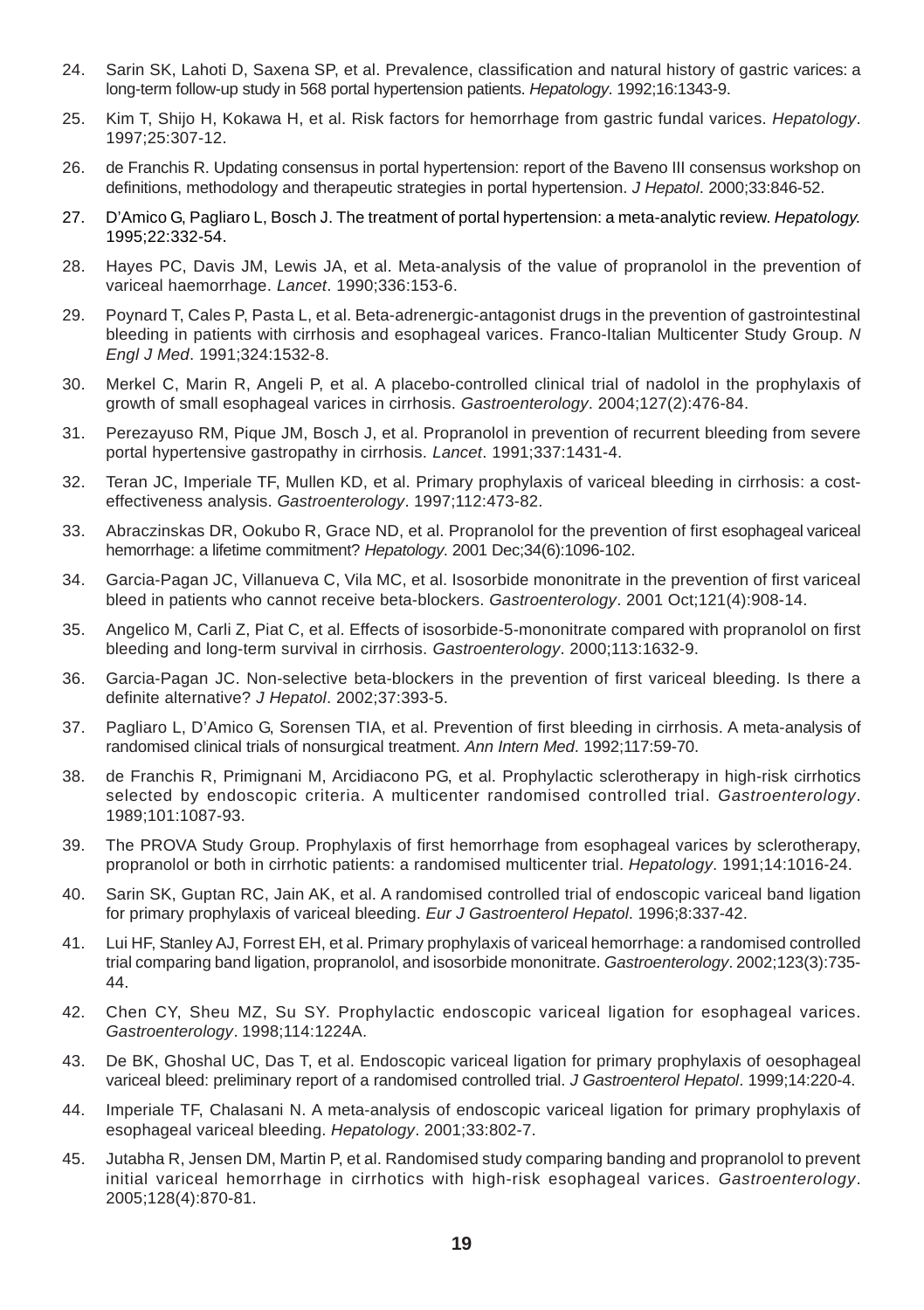24. Sarin SK, Lahoti D, Saxena SP, et al. Prevalence, classification and natural history of gastric varices: a long-term follow-up study in 568 portal hypertension patients. *Hepatology*. 1992;16:1343-9.

25. Kim T, Shijo H, Kokawa H, et al. Risk factors for hemorrhage from gastric fundal varices. *Hepatology*. 1997;25:307-12.

26. de Franchis R. Updating consensus in portal hypertension: report of the Baveno III consensus workshop on definitions, methodology and therapeutic strategies in portal hypertension. *J Hepatol*. 2000;33:846-52.

27. D'Amico G, Pagliaro L, Bosch J. The treatment of portal hypertension: a meta-analytic review. *Hepatology.* 1995;22:332-54.

28. Hayes PC, Davis JM, Lewis JA, et al. Meta-analysis of the value of propranolol in the prevention of variceal haemorrhage. *Lancet*. 1990;336:153-6.

29. Poynard T, Cales P, Pasta L, et al. Beta-adrenergic-antagonist drugs in the prevention of gastrointestinal bleeding in patients with cirrhosis and esophageal varices. Franco-Italian Multicenter Study Group. *N Engl J Med*. 1991;324:1532-8.

30. Merkel C, Marin R, Angeli P, et al. A placebo-controlled clinical trial of nadolol in the prophylaxis of growth of small esophageal varices in cirrhosis. *Gastroenterology*. 2004;127(2):476-84.

31. Perezayuso RM, Pique JM, Bosch J, et al. Propranolol in prevention of recurrent bleeding from severe portal hypertensive gastropathy in cirrhosis. *Lancet*. 1991;337:1431-4.

32. Teran JC, Imperiale TF, Mullen KD, et al. Primary prophylaxis of variceal bleeding in cirrhosis: a cost-effectiveness analysis. *Gastroenterology*. 1997;112:473-82.

33. Abraczinskas DR, Ookubo R, Grace ND, et al. Propranolol for the prevention of first esophageal variceal hemorrhage: a lifetime commitment? *Hepatology*. 2001 Dec;34(6):1096-102.

34. Garcia-Pagan JC, Villanueva C, Vila MC, et al. Isosorbide mononitrate in the prevention of first variceal bleed in patients who cannot receive beta-blockers. *Gastroenterology*. 2001 Oct;121(4):908-14.

35. Angelico M, Carli Z, Piat C, et al. Effects of isosorbide-5-mononitrate compared with propranolol on first bleeding and long-term survival in cirrhosis. *Gastroenterology*. 2000;113:1632-9.

36. Garcia-Pagan JC. Non-selective beta-blockers in the prevention of first variceal bleeding. Is there a definite alternative? *J Hepatol*. 2002;37:393-5.

37. Pagliaro L, D'Amico G, Sorensen TIA, et al. Prevention of first bleeding in cirrhosis. A meta-analysis of randomised clinical trials of nonsurgical treatment. *Ann Intern Med*. 1992;117:59-70.

38. de Franchis R, Primignani M, Arcidiacono PG, et al. Prophylactic sclerotherapy in high-risk cirrhotics selected by endoscopic criteria. A multicenter randomised controlled trial. *Gastroenterology*. 1989;101:1087-93.

39. The PROVA Study Group. Prophylaxis of first hemorrhage from esophageal varices by sclerotherapy, propranolol or both in cirrhotic patients: a randomised multicenter trial. *Hepatology*. 1991;14:1016-24.

40. Sarin SK, Guptan RC, Jain AK, et al. A randomised controlled trial of endoscopic variceal band ligation for primary prophylaxis of variceal bleeding. *Eur J Gastroenterol Hepatol*. 1996;8:337-42.

41. Lui HF, Stanley AJ, Forrest EH, et al. Primary prophylaxis of variceal hemorrhage: a randomised controlled trial comparing band ligation, propranolol, and isosorbide mononitrate. *Gastroenterology*. 2002;123(3):735-44.

42. Chen CY, Sheu MZ, Su SY. Prophylactic endoscopic variceal ligation for esophageal varices. *Gastroenterology*. 1998;114:1224A.

43. De BK, Ghoshal UC, Das T, et al. Endoscopic variceal ligation for primary prophylaxis of oesophageal variceal bleed: preliminary report of a randomised controlled trial. *J Gastroenterol Hepatol*. 1999;14:220-4.

44. Imperiale TF, Chalasani N. A meta-analysis of endoscopic variceal ligation for primary prophylaxis of esophageal variceal bleeding. *Hepatology*. 2001;33:802-7.

45. Jutabha R, Jensen DM, Martin P, et al. Randomised study comparing banding and propranolol to prevent initial variceal hemorrhage in cirrhotics with high-risk esophageal varices. *Gastroenterology*. 2005;128(4):870-81.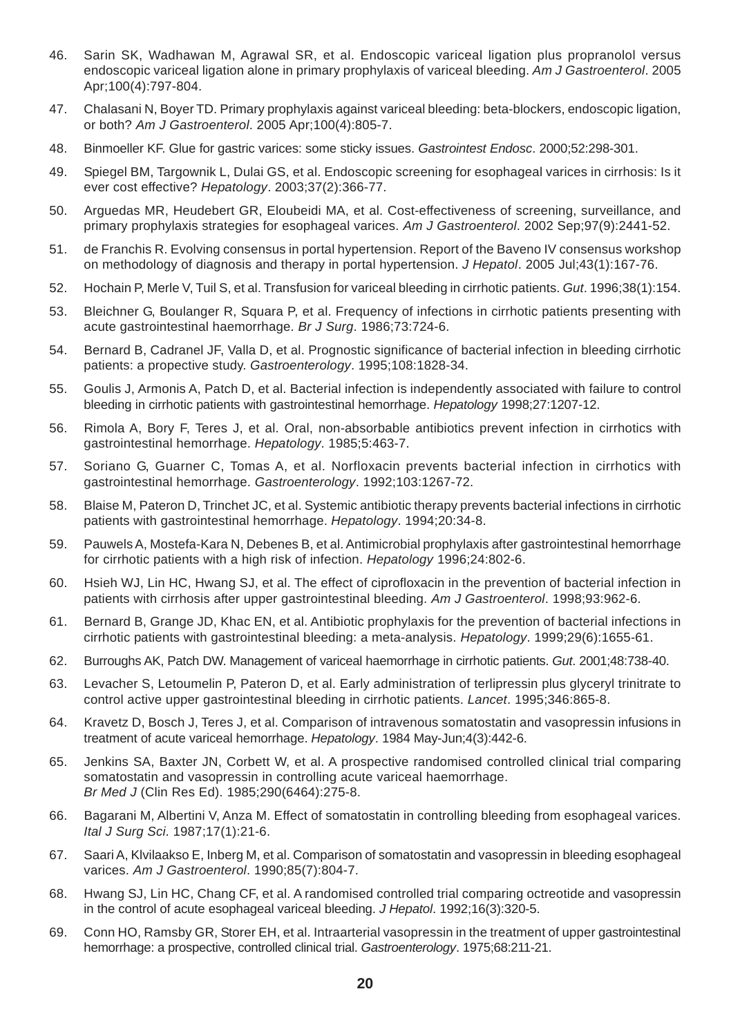46. Sarin SK, Wadhawan M, Agrawal SR, et al. Endoscopic variceal ligation plus propranolol versus endoscopic variceal ligation alone in primary prophylaxis of variceal bleeding. *Am J Gastroenterol*. 2005 Apr;100(4):797-804.

47. Chalasani N, Boyer TD. Primary prophylaxis against variceal bleeding: beta-blockers, endoscopic ligation, or both? *Am J Gastroenterol*. 2005 Apr;100(4):805-7.

48. Binmoeller KF. Glue for gastric varices: some sticky issues. *Gastrointest Endosc*. 2000;52:298-301.

49. Spiegel BM, Targownik L, Dulai GS, et al. Endoscopic screening for esophageal varices in cirrhosis: Is it ever cost effective? *Hepatology*. 2003;37(2):366-77.

50. Arguedas MR, Heudebert GR, Eloubeidi MA, et al. Cost-effectiveness of screening, surveillance, and primary prophylaxis strategies for esophageal varices. *Am J Gastroenterol*. 2002 Sep;97(9):2441-52.

51. de Franchis R. Evolving consensus in portal hypertension. Report of the Baveno IV consensus workshop on methodology of diagnosis and therapy in portal hypertension. *J Hepatol*. 2005 Jul;43(1):167-76.

52. Hochain P, Merle V, Tuil S, et al. Transfusion for variceal bleeding in cirrhotic patients. *Gut*. 1996;38(1):154.

53. Bleichner G, Boulanger R, Squara P, et al. Frequency of infections in cirrhotic patients presenting with acute gastrointestinal haemorrhage. *Br J Surg*. 1986;73:724-6.

54. Bernard B, Cadranel JF, Valla D, et al. Prognostic significance of bacterial infection in bleeding cirrhotic patients: a propective study. *Gastroenterology*. 1995;108:1828-34.

55. Goulis J, Armonis A, Patch D, et al. Bacterial infection is independently associated with failure to control bleeding in cirrhotic patients with gastrointestinal hemorrhage. *Hepatology* 1998;27:1207-12.

56. Rimola A, Bory F, Teres J, et al. Oral, non-absorbable antibiotics prevent infection in cirrhotics with gastrointestinal hemorrhage. *Hepatology*. 1985;5:463-7.

57. Soriano G, Guarner C, Tomas A, et al. Norfloxacin prevents bacterial infection in cirrhotics with gastrointestinal hemorrhage. *Gastroenterology*. 1992;103:1267-72.

58. Blaise M, Pateron D, Trinchet JC, et al. Systemic antibiotic therapy prevents bacterial infections in cirrhotic patients with gastrointestinal hemorrhage. *Hepatology*. 1994;20:34-8.

59. Pauwels A, Mostefa-Kara N, Debenes B, et al. Antimicrobial prophylaxis after gastrointestinal hemorrhage for cirrhotic patients with a high risk of infection. *Hepatology* 1996;24:802-6.

60. Hsieh WJ, Lin HC, Hwang SJ, et al. The effect of ciprofloxacin in the prevention of bacterial infection in patients with cirrhosis after upper gastrointestinal bleeding. *Am J Gastroenterol*. 1998;93:962-6.

61. Bernard B, Grange JD, Khac EN, et al. Antibiotic prophylaxis for the prevention of bacterial infections in cirrhotic patients with gastrointestinal bleeding: a meta-analysis. *Hepatology*. 1999;29(6):1655-61.

62. Burroughs AK, Patch DW. Management of variceal haemorrhage in cirrhotic patients. *Gut*. 2001;48:738-40.

63. Levacher S, Letoumelin P, Pateron D, et al. Early administration of terlipressin plus glyceryl trinitrate to control active upper gastrointestinal bleeding in cirrhotic patients. *Lancet*. 1995;346:865-8.

64. Kravetz D, Bosch J, Teres J, et al. Comparison of intravenous somatostatin and vasopressin infusions in treatment of acute variceal hemorrhage. *Hepatology*. 1984 May-Jun;4(3):442-6.

65. Jenkins SA, Baxter JN, Corbett W, et al. A prospective randomised controlled clinical trial comparing somatostatin and vasopressin in controlling acute variceal haemorrhage. *Br Med J* (Clin Res Ed). 1985;290(6464):275-8.

66. Bagarani M, Albertini V, Anza M. Effect of somatostatin in controlling bleeding from esophageal varices. *Ital J Surg Sci*. 1987;17(1):21-6.

67. Saari A, Klvilaakso E, Inberg M, et al. Comparison of somatostatin and vasopressin in bleeding esophageal varices. *Am J Gastroenterol*. 1990;85(7):804-7.

68. Hwang SJ, Lin HC, Chang CF, et al. A randomised controlled trial comparing octreotide and vasopressin in the control of acute esophageal variceal bleeding. *J Hepatol*. 1992;16(3):320-5.

69. Conn HO, Ramsby GR, Storer EH, et al. Intraarterial vasopressin in the treatment of upper gastrointestinal hemorrhage: a prospective, controlled clinical trial. *Gastroenterology*. 1975;68:211-21.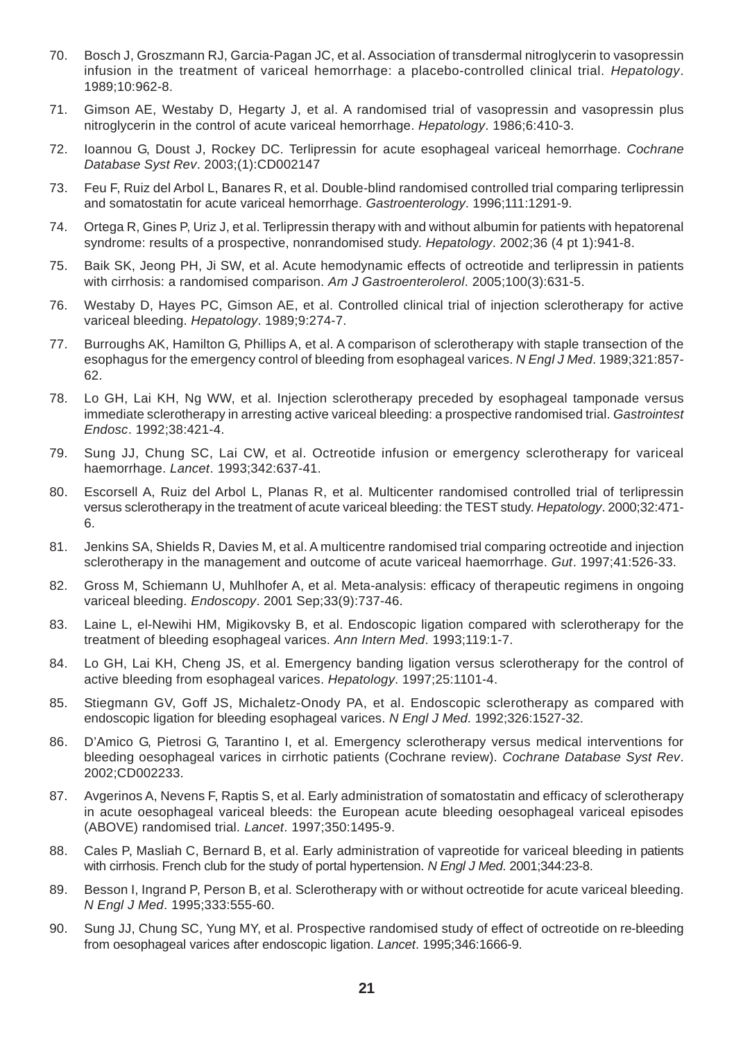70. Bosch J, Groszmann RJ, Garcia-Pagan JC, et al. Association of transdermal nitroglycerin to vasopressin infusion in the treatment of variceal hemorrhage: a placebo-controlled clinical trial. *Hepatology*. 1989;10:962-8.

71. Gimson AE, Westaby D, Hegarty J, et al. A randomised trial of vasopressin and vasopressin plus nitroglycerin in the control of acute variceal hemorrhage. *Hepatology*. 1986;6:410-3.

72. Ioannou G, Doust J, Rockey DC. Terlipressin for acute esophageal variceal hemorrhage. *Cochrane Database Syst Rev*. 2003;(1):CD002147

73. Feu F, Ruiz del Arbol L, Banares R, et al. Double-blind randomised controlled trial comparing terlipressin and somatostatin for acute variceal hemorrhage. *Gastroenterology*. 1996;111:1291-9.

74. Ortega R, Gines P, Uriz J, et al. Terlipressin therapy with and without albumin for patients with hepatorenal syndrome: results of a prospective, nonrandomised study. *Hepatology*. 2002;36 (4 pt 1):941-8.

75. Baik SK, Jeong PH, Ji SW, et al. Acute hemodynamic effects of octreotide and terlipressin in patients with cirrhosis: a randomised comparison. *Am J Gastroenterolerol*. 2005;100(3):631-5.

76. Westaby D, Hayes PC, Gimson AE, et al. Controlled clinical trial of injection sclerotherapy for active variceal bleeding. *Hepatology*. 1989;9:274-7.

77. Burroughs AK, Hamilton G, Phillips A, et al. A comparison of sclerotherapy with staple transection of the esophagus for the emergency control of bleeding from esophageal varices. *N Engl J Med*. 1989;321:857-62.

78. Lo GH, Lai KH, Ng WW, et al. Injection sclerotherapy preceded by esophageal tamponade versus immediate sclerotherapy in arresting active variceal bleeding: a prospective randomised trial. *Gastrointest Endosc*. 1992;38:421-4.

79. Sung JJ, Chung SC, Lai CW, et al. Octreotide infusion or emergency sclerotherapy for variceal haemorrhage. *Lancet*. 1993;342:637-41.

80. Escorsell A, Ruiz del Arbol L, Planas R, et al. Multicenter randomised controlled trial of terlipressin versus sclerotherapy in the treatment of acute variceal bleeding: the TEST study. *Hepatology*. 2000;32:471-6.

81. Jenkins SA, Shields R, Davies M, et al. A multicentre randomised trial comparing octreotide and injection sclerotherapy in the management and outcome of acute variceal haemorrhage. *Gut*. 1997;41:526-33.

82. Gross M, Schiemann U, Muhlhofer A, et al. Meta-analysis: efficacy of therapeutic regimens in ongoing variceal bleeding. *Endoscopy*. 2001 Sep;33(9):737-46.

83. Laine L, el-Newihi HM, Migikovsky B, et al. Endoscopic ligation compared with sclerotherapy for the treatment of bleeding esophageal varices. *Ann Intern Med*. 1993;119:1-7.

84. Lo GH, Lai KH, Cheng JS, et al. Emergency banding ligation versus sclerotherapy for the control of active bleeding from esophageal varices. *Hepatology*. 1997;25:1101-4.

85. Stiegmann GV, Goff JS, Michaletz-Onody PA, et al. Endoscopic sclerotherapy as compared with endoscopic ligation for bleeding esophageal varices. *N Engl J Med*. 1992;326:1527-32.

86. D'Amico G, Pietrosi G, Tarantino I, et al. Emergency sclerotherapy versus medical interventions for bleeding oesophageal varices in cirrhotic patients (Cochrane review). *Cochrane Database Syst Rev*. 2002;CD002233.

87. Avgerinos A, Nevens F, Raptis S, et al. Early administration of somatostatin and efficacy of sclerotherapy in acute oesophageal variceal bleeds: the European acute bleeding oesophageal variceal episodes (ABOVE) randomised trial. *Lancet*. 1997;350:1495-9.

88. Cales P, Masliah C, Bernard B, et al. Early administration of vapreotide for variceal bleeding in patients with cirrhosis. French club for the study of portal hypertension. *N Engl J Med*. 2001;344:23-8.

89. Besson I, Ingrand P, Person B, et al. Sclerotherapy with or without octreotide for acute variceal bleeding. *N Engl J Med*. 1995;333:555-60.

90. Sung JJ, Chung SC, Yung MY, et al. Prospective randomised study of effect of octreotide on re-bleeding from oesophageal varices after endoscopic ligation. *Lancet*. 1995;346:1666-9.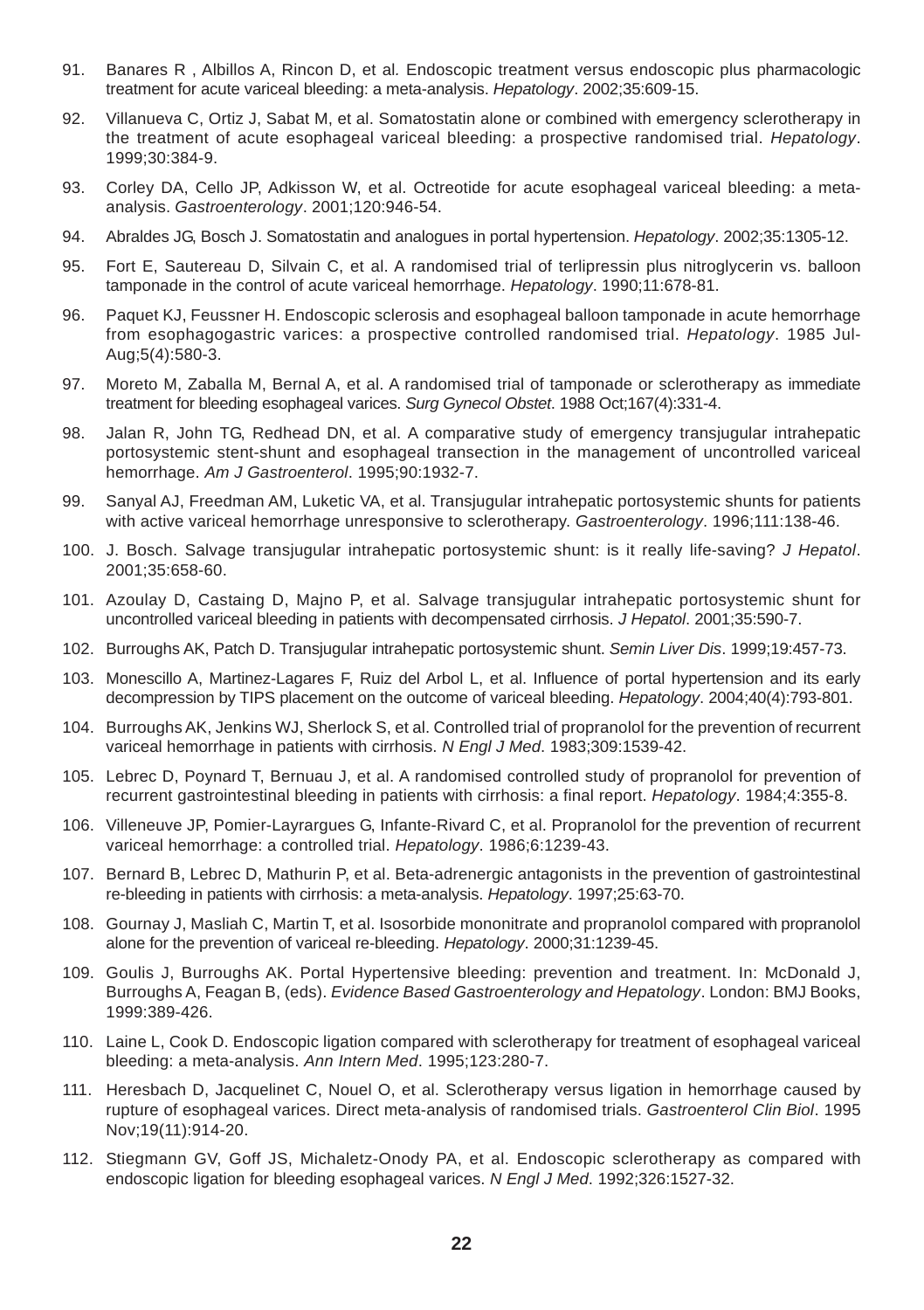91. Banares R , Albillos A, Rincon D, et al. Endoscopic treatment versus endoscopic plus pharmacologic treatment for acute variceal bleeding: a meta-analysis. *Hepatology*. 2002;35:609-15.

92. Villanueva C, Ortiz J, Sabat M, et al. Somatostatin alone or combined with emergency sclerotherapy in the treatment of acute esophageal variceal bleeding: a prospective randomised trial. *Hepatology*. 1999;30:384-9.

93. Corley DA, Cello JP, Adkisson W, et al. Octreotide for acute esophageal variceal bleeding: a meta-analysis. *Gastroenterology*. 2001;120:946-54.

94. Abraldes JG, Bosch J. Somatostatin and analogues in portal hypertension. *Hepatology*. 2002;35:1305-12.

95. Fort E, Sautereau D, Silvain C, et al. A randomised trial of terlipressin plus nitroglycerin vs. balloon tamponade in the control of acute variceal hemorrhage. *Hepatology*. 1990;11:678-81.

96. Paquet KJ, Feussner H. Endoscopic sclerosis and esophageal balloon tamponade in acute hemorrhage from esophagogastric varices: a prospective controlled randomised trial. *Hepatology*. 1985 Jul-Aug;5(4):580-3.

97. Moreto M, Zaballa M, Bernal A, et al. A randomised trial of tamponade or sclerotherapy as immediate treatment for bleeding esophageal varices. *Surg Gynecol Obstet*. 1988 Oct;167(4):331-4.

98. Jalan R, John TG, Redhead DN, et al. A comparative study of emergency transjugular intrahepatic portosystemic stent-shunt and esophageal transection in the management of uncontrolled variceal hemorrhage. *Am J Gastroenterol*. 1995;90:1932-7.

99. Sanyal AJ, Freedman AM, Luketic VA, et al. Transjugular intrahepatic portosystemic shunts for patients with active variceal hemorrhage unresponsive to sclerotherapy. *Gastroenterology*. 1996;111:138-46.

100. J. Bosch. Salvage transjugular intrahepatic portosystemic shunt: is it really life-saving? *J Hepatol*. 2001;35:658-60.

101. Azoulay D, Castaing D, Majno P, et al. Salvage transjugular intrahepatic portosystemic shunt for uncontrolled variceal bleeding in patients with decompensated cirrhosis. *J Hepatol*. 2001;35:590-7.

102. Burroughs AK, Patch D. Transjugular intrahepatic portosystemic shunt. *Semin Liver Dis*. 1999;19:457-73.

103. Monescillo A, Martinez-Lagares F, Ruiz del Arbol L, et al. Influence of portal hypertension and its early decompression by TIPS placement on the outcome of variceal bleeding. *Hepatology*. 2004;40(4):793-801.

104. Burroughs AK, Jenkins WJ, Sherlock S, et al. Controlled trial of propranolol for the prevention of recurrent variceal hemorrhage in patients with cirrhosis. *N Engl J Med*. 1983;309:1539-42.

105. Lebrec D, Poynard T, Bernuau J, et al. A randomised controlled study of propranolol for prevention of recurrent gastrointestinal bleeding in patients with cirrhosis: a final report. *Hepatology*. 1984;4:355-8.

106. Villeneuve JP, Pomier-Layrargues G, Infante-Rivard C, et al. Propranolol for the prevention of recurrent variceal hemorrhage: a controlled trial. *Hepatology*. 1986;6:1239-43.

107. Bernard B, Lebrec D, Mathurin P, et al. Beta-adrenergic antagonists in the prevention of gastrointestinal re-bleeding in patients with cirrhosis: a meta-analysis. *Hepatology*. 1997;25:63-70.

108. Gournay J, Masliah C, Martin T, et al. Isosorbide mononitrate and propranolol compared with propranolol alone for the prevention of variceal re-bleeding. *Hepatology*. 2000;31:1239-45.

109. Goulis J, Burroughs AK. Portal Hypertensive bleeding: prevention and treatment. In: McDonald J, Burroughs A, Feagan B, (eds). *Evidence Based Gastroenterology and Hepatology*. London: BMJ Books, 1999:389-426.

110. Laine L, Cook D. Endoscopic ligation compared with sclerotherapy for treatment of esophageal variceal bleeding: a meta-analysis. *Ann Intern Med*. 1995;123:280-7.

111. Heresbach D, Jacquelinet C, Nouel O, et al. Sclerotherapy versus ligation in hemorrhage caused by rupture of esophageal varices. Direct meta-analysis of randomised trials. *Gastroenterol Clin Biol*. 1995 Nov;19(11):914-20.

112. Stiegmann GV, Goff JS, Michaletz-Onody PA, et al. Endoscopic sclerotherapy as compared with endoscopic ligation for bleeding esophageal varices. *N Engl J Med*. 1992;326:1527-32.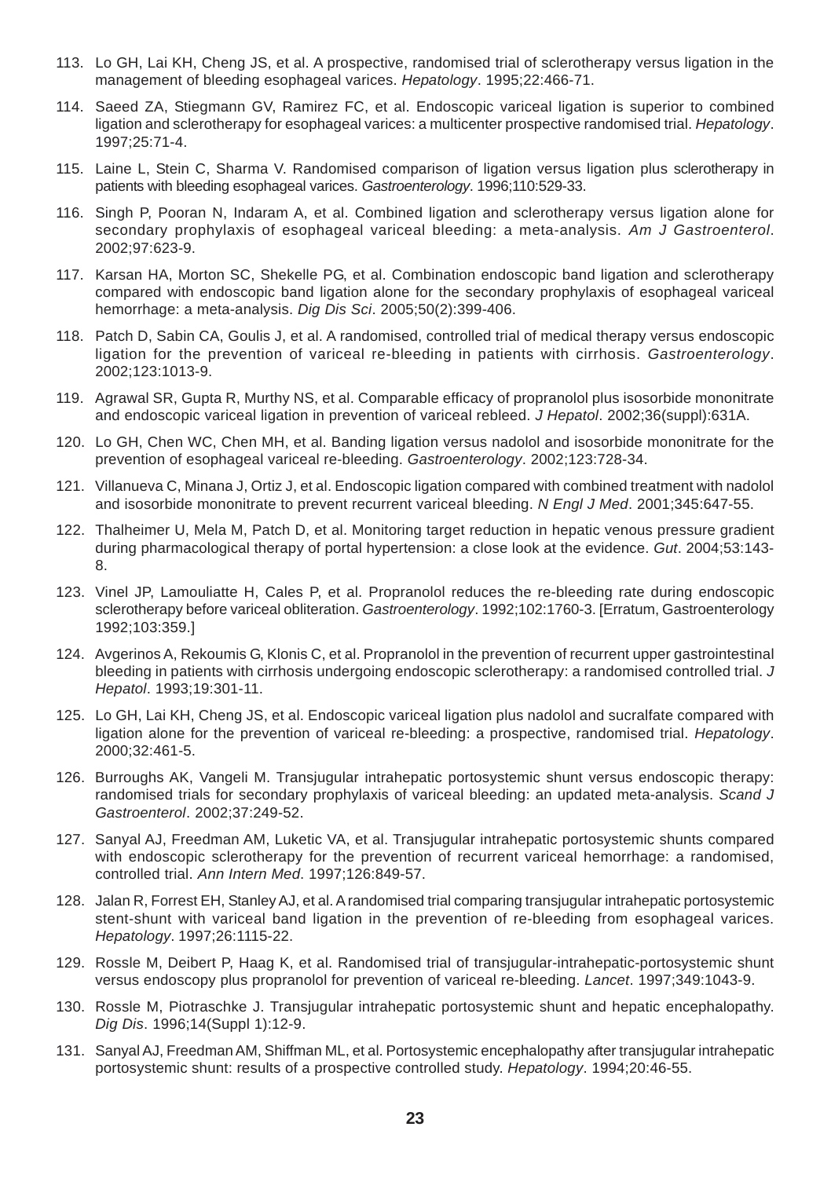113. Lo GH, Lai KH, Cheng JS, et al. A prospective, randomised trial of sclerotherapy versus ligation in the management of bleeding esophageal varices. *Hepatology*. 1995;22:466-71.

114. Saeed ZA, Stiegmann GV, Ramirez FC, et al. Endoscopic variceal ligation is superior to combined ligation and sclerotherapy for esophageal varices: a multicenter prospective randomised trial. *Hepatology*. 1997;25:71-4.

115. Laine L, Stein C, Sharma V. Randomised comparison of ligation versus ligation plus sclerotherapy in patients with bleeding esophageal varices. *Gastroenterology*. 1996;110:529-33.

116. Singh P, Pooran N, Indaram A, et al. Combined ligation and sclerotherapy versus ligation alone for secondary prophylaxis of esophageal variceal bleeding: a meta-analysis. *Am J Gastroenterol*. 2002;97:623-9.

117. Karsan HA, Morton SC, Shekelle PG, et al. Combination endoscopic band ligation and sclerotherapy compared with endoscopic band ligation alone for the secondary prophylaxis of esophageal variceal hemorrhage: a meta-analysis. *Dig Dis Sci*. 2005;50(2):399-406.

118. Patch D, Sabin CA, Goulis J, et al. A randomised, controlled trial of medical therapy versus endoscopic ligation for the prevention of variceal re-bleeding in patients with cirrhosis. *Gastroenterology*. 2002;123:1013-9.

119. Agrawal SR, Gupta R, Murthy NS, et al. Comparable efficacy of propranolol plus isosorbide mononitrate and endoscopic variceal ligation in prevention of variceal rebleed. *J Hepatol*. 2002;36(suppl):631A.

120. Lo GH, Chen WC, Chen MH, et al. Banding ligation versus nadolol and isosorbide mononitrate for the prevention of esophageal variceal re-bleeding. *Gastroenterology*. 2002;123:728-34.

121. Villanueva C, Minana J, Ortiz J, et al. Endoscopic ligation compared with combined treatment with nadolol and isosorbide mononitrate to prevent recurrent variceal bleeding. *N Engl J Med*. 2001;345:647-55.

122. Thalheimer U, Mela M, Patch D, et al. Monitoring target reduction in hepatic venous pressure gradient during pharmacological therapy of portal hypertension: a close look at the evidence. *Gut*. 2004;53:143-8.

123. Vinel JP, Lamouliatte H, Cales P, et al. Propranolol reduces the re-bleeding rate during endoscopic sclerotherapy before variceal obliteration. *Gastroenterology*. 1992;102:1760-3. [Erratum, Gastroenterology 1992;103:359.]

124. Avgerinos A, Rekoumis G, Klonis C, et al. Propranolol in the prevention of recurrent upper gastrointestinal bleeding in patients with cirrhosis undergoing endoscopic sclerotherapy: a randomised controlled trial. *J Hepatol*. 1993;19:301-11.

125. Lo GH, Lai KH, Cheng JS, et al. Endoscopic variceal ligation plus nadolol and sucralfate compared with ligation alone for the prevention of variceal re-bleeding: a prospective, randomised trial. *Hepatology*. 2000;32:461-5.

126. Burroughs AK, Vangeli M. Transjugular intrahepatic portosystemic shunt versus endoscopic therapy: randomised trials for secondary prophylaxis of variceal bleeding: an updated meta-analysis. *Scand J Gastroenterol*. 2002;37:249-52.

127. Sanyal AJ, Freedman AM, Luketic VA, et al. Transjugular intrahepatic portosystemic shunts compared with endoscopic sclerotherapy for the prevention of recurrent variceal hemorrhage: a randomised, controlled trial. *Ann Intern Med*. 1997;126:849-57.

128. Jalan R, Forrest EH, Stanley AJ, et al. A randomised trial comparing transjugular intrahepatic portosystemic stent-shunt with variceal band ligation in the prevention of re-bleeding from esophageal varices. *Hepatology*. 1997;26:1115-22.

129. Rossle M, Deibert P, Haag K, et al. Randomised trial of transjugular-intrahepatic-portosystemic shunt versus endoscopy plus propranolol for prevention of variceal re-bleeding. *Lancet*. 1997;349:1043-9.

130. Rossle M, Piotraschke J. Transjugular intrahepatic portosystemic shunt and hepatic encephalopathy. *Dig Dis*. 1996;14(Suppl 1):12-9.

131. Sanyal AJ, Freedman AM, Shiffman ML, et al. Portosystemic encephalopathy after transjugular intrahepatic portosystemic shunt: results of a prospective controlled study. *Hepatology*. 1994;20:46-55.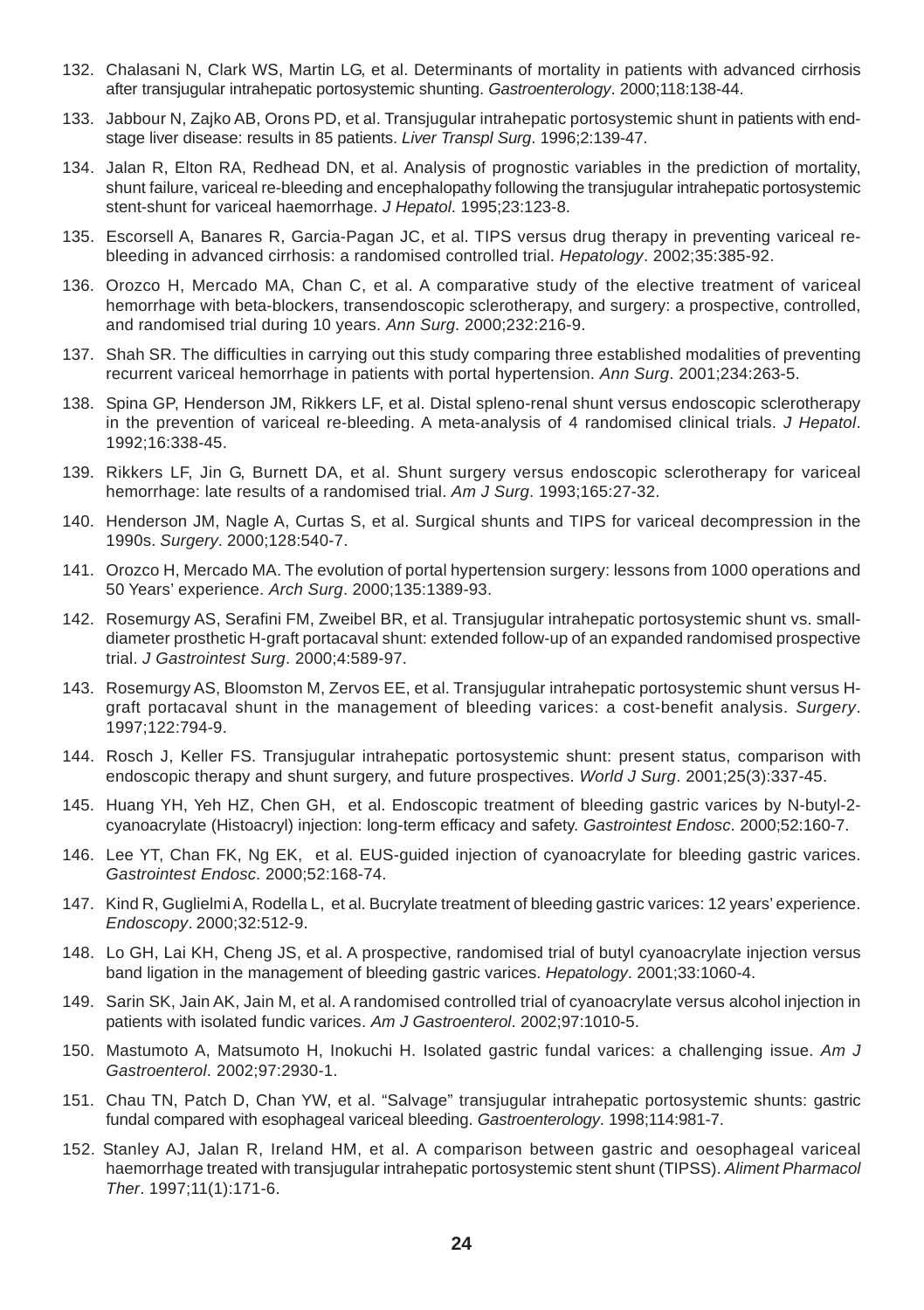132. Chalasani N, Clark WS, Martin LG, et al. Determinants of mortality in patients with advanced cirrhosis after transjugular intrahepatic portosystemic shunting. *Gastroenterology*. 2000;118:138-44.

133. Jabbour N, Zajko AB, Orons PD, et al. Transjugular intrahepatic portosystemic shunt in patients with end-stage liver disease: results in 85 patients. *Liver Transpl Surg*. 1996;2:139-47.

134. Jalan R, Elton RA, Redhead DN, et al. Analysis of prognostic variables in the prediction of mortality, shunt failure, variceal re-bleeding and encephalopathy following the transjugular intrahepatic portosystemic stent-shunt for variceal haemorrhage. *J Hepatol*. 1995;23:123-8.

135. Escorsell A, Banares R, Garcia-Pagan JC, et al. TIPS versus drug therapy in preventing variceal re-bleeding in advanced cirrhosis: a randomised controlled trial. *Hepatology*. 2002;35:385-92.

136. Orozco H, Mercado MA, Chan C, et al. A comparative study of the elective treatment of variceal hemorrhage with beta-blockers, transendoscopic sclerotherapy, and surgery: a prospective, controlled, and randomised trial during 10 years. *Ann Surg*. 2000;232:216-9.

137. Shah SR. The difficulties in carrying out this study comparing three established modalities of preventing recurrent variceal hemorrhage in patients with portal hypertension. *Ann Surg*. 2001;234:263-5.

138. Spina GP, Henderson JM, Rikkers LF, et al. Distal spleno-renal shunt versus endoscopic sclerotherapy in the prevention of variceal re-bleeding. A meta-analysis of 4 randomised clinical trials. *J Hepatol*. 1992;16:338-45.

139. Rikkers LF, Jin G, Burnett DA, et al. Shunt surgery versus endoscopic sclerotherapy for variceal hemorrhage: late results of a randomised trial. *Am J Surg*. 1993;165:27-32.

140. Henderson JM, Nagle A, Curtas S, et al. Surgical shunts and TIPS for variceal decompression in the 1990s. *Surgery*. 2000;128:540-7.

141. Orozco H, Mercado MA. The evolution of portal hypertension surgery: lessons from 1000 operations and 50 Years' experience. *Arch Surg*. 2000;135:1389-93.

142. Rosemurgy AS, Serafini FM, Zweibel BR, et al. Transjugular intrahepatic portosystemic shunt vs. small-diameter prosthetic H-graft portacaval shunt: extended follow-up of an expanded randomised prospective trial. *J Gastrointest Surg*. 2000;4:589-97.

143. Rosemurgy AS, Bloomston M, Zervos EE, et al. Transjugular intrahepatic portosystemic shunt versus H-graft portacaval shunt in the management of bleeding varices: a cost-benefit analysis. *Surgery*. 1997;122:794-9.

144. Rosch J, Keller FS. Transjugular intrahepatic portosystemic shunt: present status, comparison with endoscopic therapy and shunt surgery, and future prospectives. *World J Surg*. 2001;25(3):337-45.

145. Huang YH, Yeh HZ, Chen GH, et al. Endoscopic treatment of bleeding gastric varices by N-butyl-2-cyanoacrylate (Histoacryl) injection: long-term efficacy and safety. *Gastrointest Endosc*. 2000;52:160-7.

146. Lee YT, Chan FK, Ng EK, et al. EUS-guided injection of cyanoacrylate for bleeding gastric varices. *Gastrointest Endosc*. 2000;52:168-74.

147. Kind R, Guglielmi A, Rodella L, et al. Bucrylate treatment of bleeding gastric varices: 12 years' experience. *Endoscopy*. 2000;32:512-9.

148. Lo GH, Lai KH, Cheng JS, et al. A prospective, randomised trial of butyl cyanoacrylate injection versus band ligation in the management of bleeding gastric varices. *Hepatology*. 2001;33:1060-4.

149. Sarin SK, Jain AK, Jain M, et al. A randomised controlled trial of cyanoacrylate versus alcohol injection in patients with isolated fundic varices. *Am J Gastroenterol*. 2002;97:1010-5.

150. Mastumoto A, Matsumoto H, Inokuchi H. Isolated gastric fundal varices: a challenging issue. *Am J Gastroenterol*. 2002;97:2930-1.

151. Chau TN, Patch D, Chan YW, et al. "Salvage" transjugular intrahepatic portosystemic shunts: gastric fundal compared with esophageal variceal bleeding. *Gastroenterology*. 1998;114:981-7.

152. Stanley AJ, Jalan R, Ireland HM, et al. A comparison between gastric and oesophageal variceal haemorrhage treated with transjugular intrahepatic portosystemic stent shunt (TIPSS). *Aliment Pharmacol Ther*. 1997;11(1):171-6.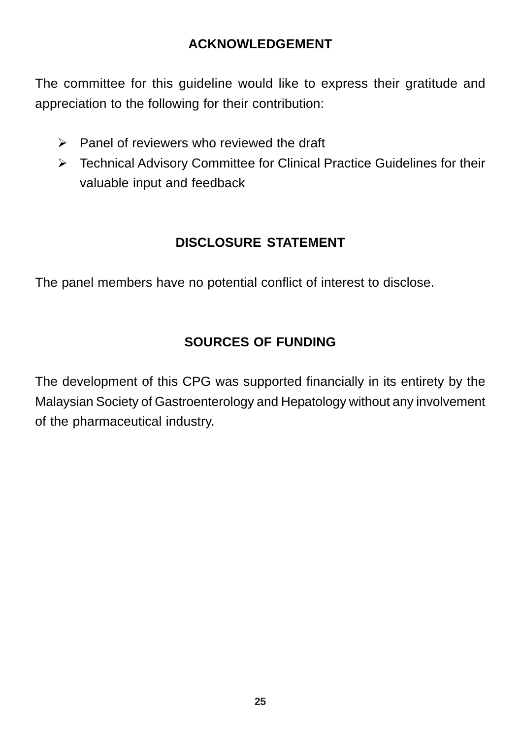## ACKNOWLEDGEMENT

The committee for this guideline would like to express their gratitude and appreciation to the following for their contribution:

- Panel of reviewers who reviewed the draft
- Technical Advisory Committee for Clinical Practice Guidelines for their valuable input and feedback

## DISCLOSURE STATEMENT

The panel members have no potential conflict of interest to disclose.

## SOURCES OF FUNDING

The development of this CPG was supported financially in its entirety by the Malaysian Society of Gastroenterology and Hepatology without any involvement of the pharmaceutical industry.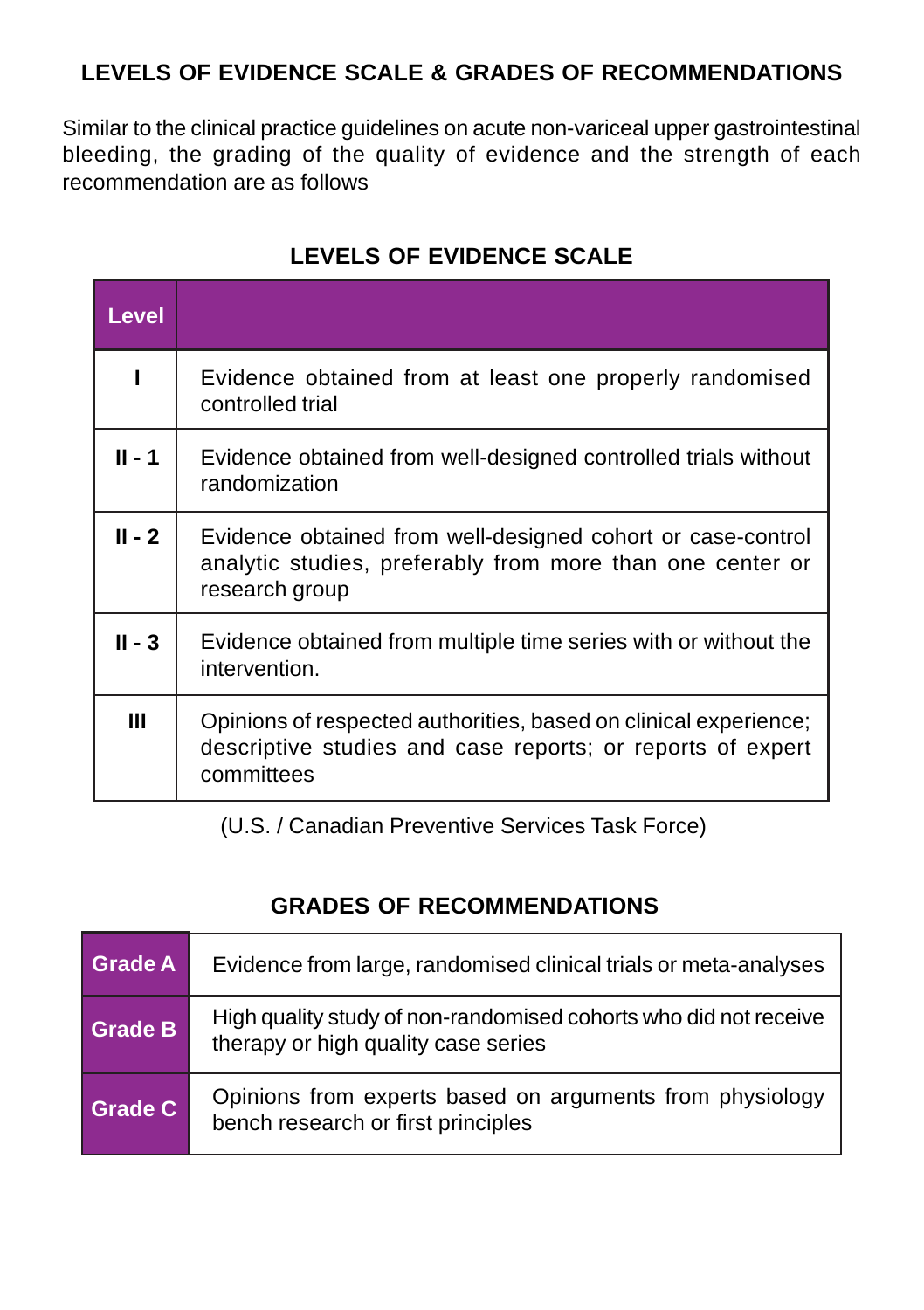## LEVELS OF EVIDENCE SCALE & GRADES OF RECOMMENDATIONS

Similar to the clinical practice guidelines on acute non-variceal upper gastrointestinal bleeding, the grading of the quality of evidence and the strength of each recommendation are as follows

### LEVELS OF EVIDENCE SCALE

| Level | |
|---|---|
| I | Evidence obtained from at least one properly randomised controlled trial |
| II - 1 | Evidence obtained from well-designed controlled trials without randomization |
| II - 2 | Evidence obtained from well-designed cohort or case-control analytic studies, preferably from more than one center or research group |
| II - 3 | Evidence obtained from multiple time series with or without the intervention. |
| III | Opinions of respected authorities, based on clinical experience; descriptive studies and case reports; or reports of expert committees |

(U.S. / Canadian Preventive Services Task Force)

### GRADES OF RECOMMENDATIONS

| | |
|---|---|
| Grade A | Evidence from large, randomised clinical trials or meta-analyses |
| Grade B | High quality study of non-randomised cohorts who did not receive therapy or high quality case series |
| Grade C | Opinions from experts based on arguments from physiology bench research or first principles |